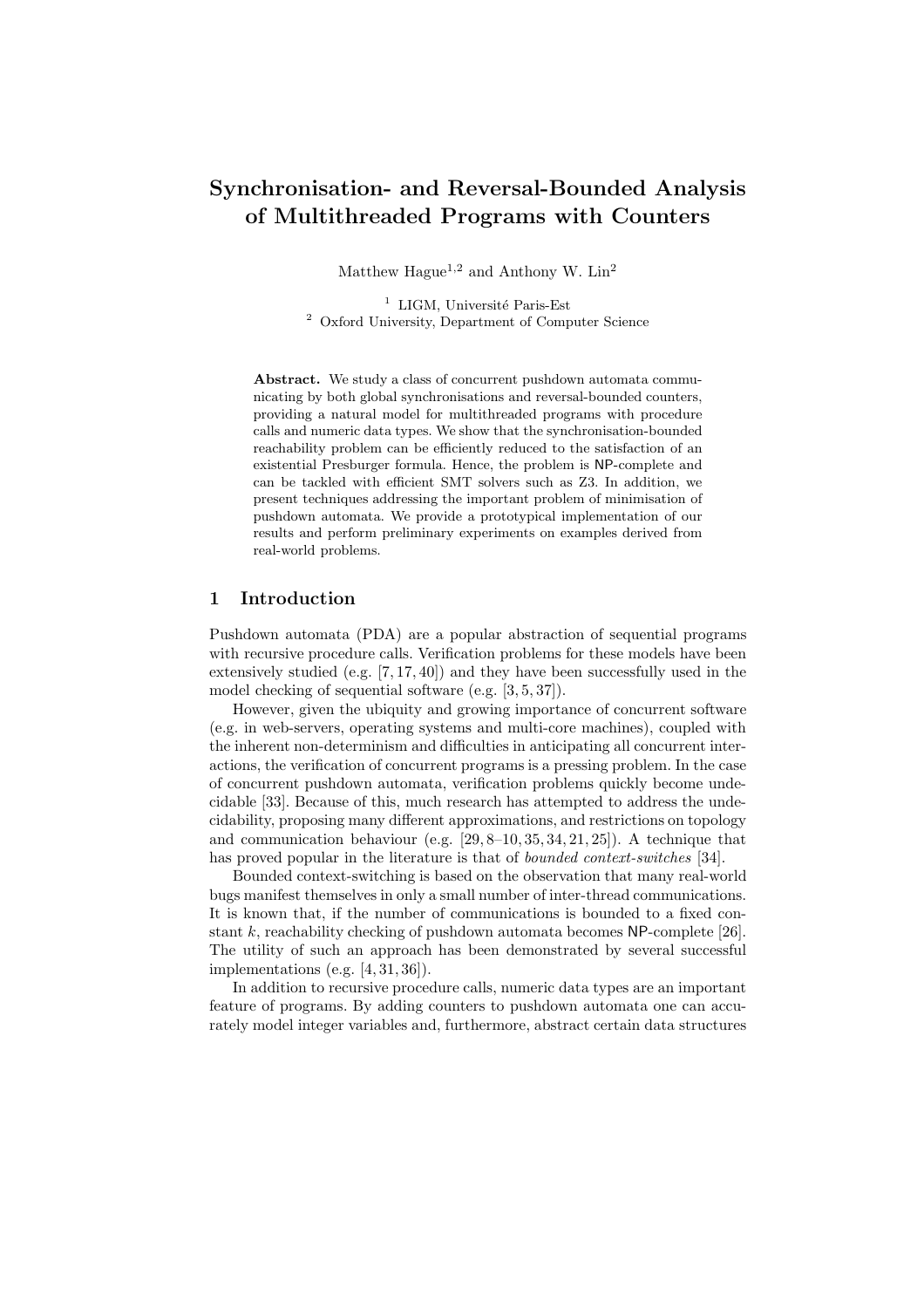# Synchronisation- and Reversal-Bounded Analysis of Multithreaded Programs with Counters

Matthew Hague[1,2] and Anthony W. Lin[2]

[1] LIGM, Université Paris-Est
[2] Oxford University, Department of Computer Science

**Abstract.** We study a class of concurrent pushdown automata communicating by both global synchronisations and reversal-bounded counters, providing a natural model for multithreaded programs with procedure calls and numeric data types. We show that the synchronisation-bounded reachability problem can be efficiently reduced to the satisfaction of an existential Presburger formula. Hence, the problem is NP-complete and can be tackled with efficient SMT solvers such as Z3. In addition, we present techniques addressing the important problem of minimisation of pushdown automata. We provide a prototypical implementation of our results and perform preliminary experiments on examples derived from real-world problems.

## 1 Introduction

Pushdown automata (PDA) are a popular abstraction of sequential programs with recursive procedure calls. Verification problems for these models have been extensively studied (e.g. [7, 17, 40]) and they have been successfully used in the model checking of sequential software (e.g. [3, 5, 37]).

However, given the ubiquity and growing importance of concurrent software (e.g. in web-servers, operating systems and multi-core machines), coupled with the inherent non-determinism and difficulties in anticipating all concurrent interactions, the verification of concurrent programs is a pressing problem. In the case of concurrent pushdown automata, verification problems quickly become undecidable [33]. Because of this, much research has attempted to address the undecidability, proposing many different approximations, and restrictions on topology and communication behaviour (e.g. [29, 8–10, 35, 34, 21, 25]). A technique that has proved popular in the literature is that of *bounded context-switches* [34].

Bounded context-switching is based on the observation that many real-world bugs manifest themselves in only a small number of inter-thread communications. It is known that, if the number of communications is bounded to a fixed constant $k$, reachability checking of pushdown automata becomes NP-complete [26]. The utility of such an approach has been demonstrated by several successful implementations (e.g. [4, 31, 36]).

In addition to recursive procedure calls, numeric data types are an important feature of programs. By adding counters to pushdown automata one can accurately model integer variables and, furthermore, abstract certain data structures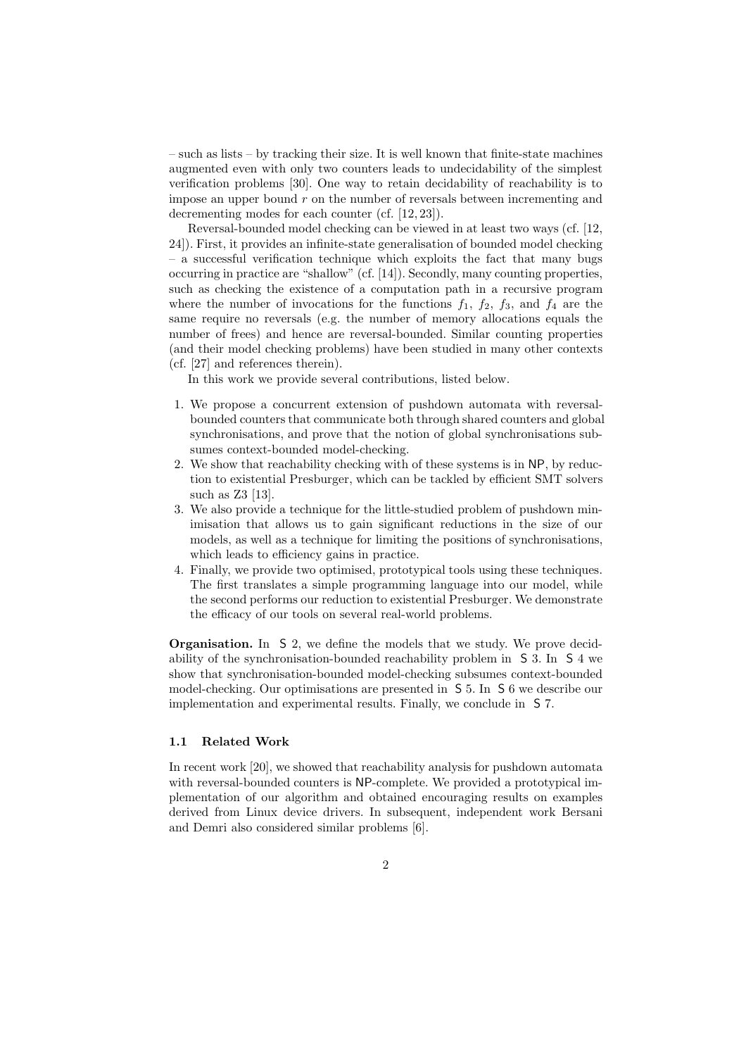– such as lists – by tracking their size. It is well known that finite-state machines augmented even with only two counters leads to undecidability of the simplest verification problems [30]. One way to retain decidability of reachability is to impose an upper bound $r$ on the number of reversals between incrementing and decrementing modes for each counter (cf. [12, 23]).

Reversal-bounded model checking can be viewed in at least two ways (cf. [12, 24]). First, it provides an infinite-state generalisation of bounded model checking – a successful verification technique which exploits the fact that many bugs occurring in practice are "shallow" (cf. [14]). Secondly, many counting properties, such as checking the existence of a computation path in a recursive program where the number of invocations for the functions $f_1$, $f_2$, $f_3$, and $f_4$ are the same require no reversals (e.g. the number of memory allocations equals the number of frees) and hence are reversal-bounded. Similar counting properties (and their model checking problems) have been studied in many other contexts (cf. [27] and references therein).

In this work we provide several contributions, listed below.

1. We propose a concurrent extension of pushdown automata with reversal-bounded counters that communicate both through shared counters and global synchronisations, and prove that the notion of global synchronisations subsumes context-bounded model-checking.
2. We show that reachability checking with of these systems is in NP, by reduction to existential Presburger, which can be tackled by efficient SMT solvers such as Z3 [13].
3. We also provide a technique for the little-studied problem of pushdown minimisation that allows us to gain significant reductions in the size of our models, as well as a technique for limiting the positions of synchronisations, which leads to efficiency gains in practice.
4. Finally, we provide two optimised, prototypical tools using these techniques. The first translates a simple programming language into our model, while the second performs our reduction to existential Presburger. We demonstrate the efficacy of our tools on several real-world problems.

**Organisation.** In § 2, we define the models that we study. We prove decidability of the synchronisation-bounded reachability problem in § 3. In § 4 we show that synchronisation-bounded model-checking subsumes context-bounded model-checking. Our optimisations are presented in § 5. In § 6 we describe our implementation and experimental results. Finally, we conclude in § 7.

### 1.1 Related Work

In recent work [20], we showed that reachability analysis for pushdown automata with reversal-bounded counters is NP-complete. We provided a prototypical implementation of our algorithm and obtained encouraging results on examples derived from Linux device drivers. In subsequent, independent work Bersani and Demri also considered similar problems [6].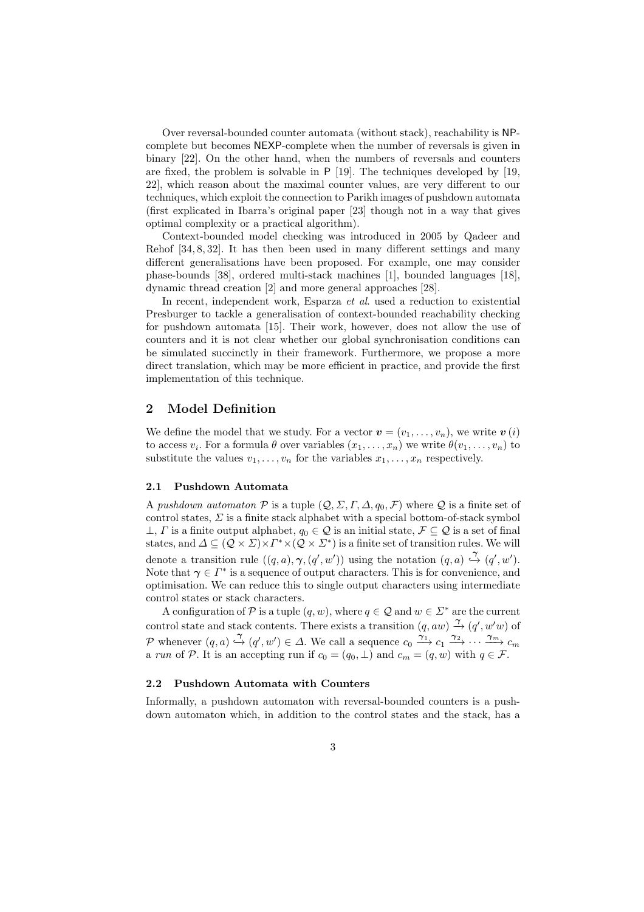Over reversal-bounded counter automata (without stack), reachability is NP-complete but becomes NEXP-complete when the number of reversals is given in binary [22]. On the other hand, when the numbers of reversals and counters are fixed, the problem is solvable in P [19]. The techniques developed by [19, 22], which reason about the maximal counter values, are very different to our techniques, which exploit the connection to Parikh images of pushdown automata (first explicated in Ibarra's original paper [23] though not in a way that gives optimal complexity or a practical algorithm).

Context-bounded model checking was introduced in 2005 by Qadeer and Rehof [34, 8, 32]. It has then been used in many different settings and many different generalisations have been proposed. For example, one may consider phase-bounds [38], ordered multi-stack machines [1], bounded languages [18], dynamic thread creation [2] and more general approaches [28].

In recent, independent work, Esparza *et al.* used a reduction to existential Presburger to tackle a generalisation of context-bounded reachability checking for pushdown automata [15]. Their work, however, does not allow the use of counters and it is not clear whether our global synchronisation conditions can be simulated succinctly in their framework. Furthermore, we propose a more direct translation, which may be more efficient in practice, and provide the first implementation of this technique.

## 2 Model Definition

We define the model that we study. For a vector $\boldsymbol{v} = (v_1, \ldots, v_n)$, we write $\boldsymbol{v}(i)$ to access $v_i$. For a formula $\theta$ over variables $(x_1, \ldots, x_n)$ we write $\theta(v_1, \ldots, v_n)$ to substitute the values $v_1, \ldots, v_n$ for the variables $x_1, \ldots, x_n$ respectively.

### 2.1 Pushdown Automata

A *pushdown automaton* $\mathcal{P}$ is a tuple $(\mathcal{Q}, \Sigma, \Gamma, \Delta, q_0, \mathcal{F})$ where $\mathcal{Q}$ is a finite set of control states, $\Sigma$ is a finite stack alphabet with a special bottom-of-stack symbol $\bot$, $\Gamma$ is a finite output alphabet, $q_0 \in \mathcal{Q}$ is an initial state, $\mathcal{F} \subseteq \mathcal{Q}$ is a set of final states, and $\Delta \subseteq (\mathcal{Q} \times \Sigma) \times \Gamma^* \times (\mathcal{Q} \times \Sigma^*)$ is a finite set of transition rules. We will denote a transition rule $((q, a), \boldsymbol{\gamma}, (q', w'))$ using the notation $(q, a) \overset{\boldsymbol{\gamma}}{\hookrightarrow} (q', w')$. Note that $\boldsymbol{\gamma} \in \Gamma^*$ is a sequence of output characters. This is for convenience, and optimisation. We can reduce this to single output characters using intermediate control states or stack characters.

A configuration of $\mathcal{P}$ is a tuple $(q, w)$, where $q \in \mathcal{Q}$ and $w \in \Sigma^*$ are the current control state and stack contents. There exists a transition $(q, aw) \xrightarrow{\boldsymbol{\gamma}} (q', w'w)$ of $\mathcal{P}$ whenever $(q, a) \overset{\boldsymbol{\gamma}}{\hookrightarrow} (q', w') \in \Delta$. We call a sequence $c_0 \xrightarrow{\boldsymbol{\gamma}_1} c_1 \xrightarrow{\boldsymbol{\gamma}_2} \cdots \xrightarrow{\boldsymbol{\gamma}_m} c_m$ a *run* of $\mathcal{P}$. It is an accepting run if $c_0 = (q_0, \bot)$ and $c_m = (q, w)$ with $q \in \mathcal{F}$.

### 2.2 Pushdown Automata with Counters

Informally, a pushdown automaton with reversal-bounded counters is a pushdown automaton which, in addition to the control states and the stack, has a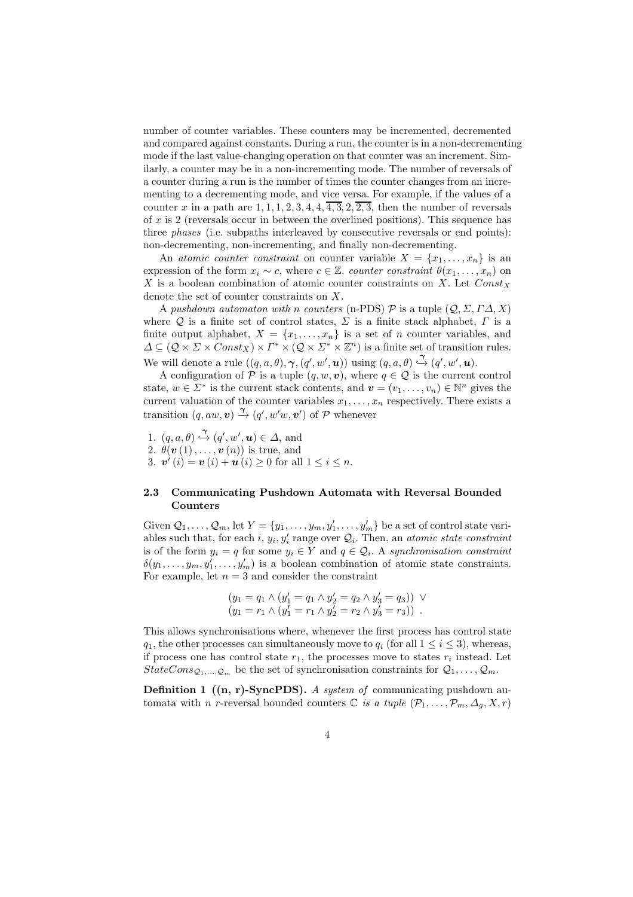number of counter variables. These counters may be incremented, decremented and compared against constants. During a run, the counter is in a non-decrementing mode if the last value-changing operation on that counter was an increment. Similarly, a counter may be in a non-incrementing mode. The number of reversals of a counter during a run is the number of times the counter changes from an incrementing to a decrementing mode, and vice versa. For example, if the values of a counter $x$ in a path are $1, 1, 1, 2, 3, 4, 4, \overline{4, 3}, 2, \overline{2, 3}$, then the number of reversals of $x$ is 2 (reversals occur in between the overlined positions). This sequence has three *phases* (i.e. subpaths interleaved by consecutive reversals or end points): non-decrementing, non-incrementing, and finally non-decrementing.

An *atomic counter constraint* on counter variable $X = \{x_1, \ldots, x_n\}$ is an expression of the form $x_i \sim c$, where $c \in \mathbb{Z}$. *counter constraint* $\theta(x_1, \ldots, x_n)$ on $X$ is a boolean combination of atomic counter constraints on $X$. Let $Const_X$ denote the set of counter constraints on $X$.

A *pushdown automaton with n counters* (n-PDS) $\mathcal{P}$ is a tuple $(\mathcal{Q}, \Sigma, \Gamma \Delta, X)$ where $\mathcal{Q}$ is a finite set of control states, $\Sigma$ is a finite stack alphabet, $\Gamma$ is a finite output alphabet, $X = \{x_1, \ldots, x_n\}$ is a set of $n$ counter variables, and $\Delta \subseteq (\mathcal{Q} \times \Sigma \times Const_X) \times \Gamma^* \times (\mathcal{Q} \times \Sigma^* \times \mathbb{Z}^n)$ is a finite set of transition rules. We will denote a rule $((q, a, \theta), \boldsymbol{\gamma}, (q', w', \boldsymbol{u}))$ using $(q, a, \theta) \xrightarrow{\gamma} (q', w', \boldsymbol{u})$.

A configuration of $\mathcal{P}$ is a tuple $(q, w, \boldsymbol{v})$, where $q \in \mathcal{Q}$ is the current control state, $w \in \Sigma^*$ is the current stack contents, and $\boldsymbol{v} = (v_1, \ldots, v_n) \in \mathbb{N}^n$ gives the current valuation of the counter variables $x_1, \ldots, x_n$ respectively. There exists a transition $(q, aw, \boldsymbol{v}) \xrightarrow{\gamma} (q', w'w, \boldsymbol{v}')$ of $\mathcal{P}$ whenever

1. $(q, a, \theta) \xrightarrow{\gamma} (q', w', \boldsymbol{u}) \in \Delta$, and
2. $\theta(\boldsymbol{v}(1), \ldots, \boldsymbol{v}(n))$ is true, and
3. $\boldsymbol{v}'(i) = \boldsymbol{v}(i) + \boldsymbol{u}(i) \geq 0$ for all $1 \leq i \leq n$.

### 2.3 Communicating Pushdown Automata with Reversal Bounded Counters

Given $\mathcal{Q}_1, \ldots, \mathcal{Q}_m$, let $Y = \{y_1, \ldots, y_m, y'_1, \ldots, y'_m\}$ be a set of control state variables such that, for each $i$, $y_i, y'_i$ range over $\mathcal{Q}_i$. Then, an *atomic state constraint* is of the form $y_i = q$ for some $y_i \in Y$ and $q \in \mathcal{Q}_i$. A *synchronisation constraint* $\delta(y_1, \ldots, y_m, y'_1, \ldots, y'_m)$ is a boolean combination of atomic state constraints. For example, let $n = 3$ and consider the constraint

$$
\begin{array}{l}
(y_1 = q_1 \wedge (y'_1 = q_1 \wedge y'_2 = q_2 \wedge y'_3 = q_3)) \ \vee \\
(y_1 = r_1 \wedge (y'_1 = r_1 \wedge y'_2 = r_2 \wedge y'_3 = r_3)) \ .
\end{array}
$$

This allows synchronisations where, whenever the first process has control state $q_1$, the other processes can simultaneously move to $q_i$ (for all $1 \leq i \leq 3$), whereas, if process one has control state $r_1$, the processes move to states $r_i$ instead. Let $StateCons_{\mathcal{Q}_1, \ldots, \mathcal{Q}_m}$ be the set of synchronisation constraints for $\mathcal{Q}_1, \ldots, \mathcal{Q}_m$.

**Definition 1 ((n, r)-SyncPDS).** *A system of* communicating pushdown automata with $n$ $r$-reversal bounded counters $\mathbb{C}$ *is a tuple* $(\mathcal{P}_1, \ldots, \mathcal{P}_m, \Delta_g, X, r)$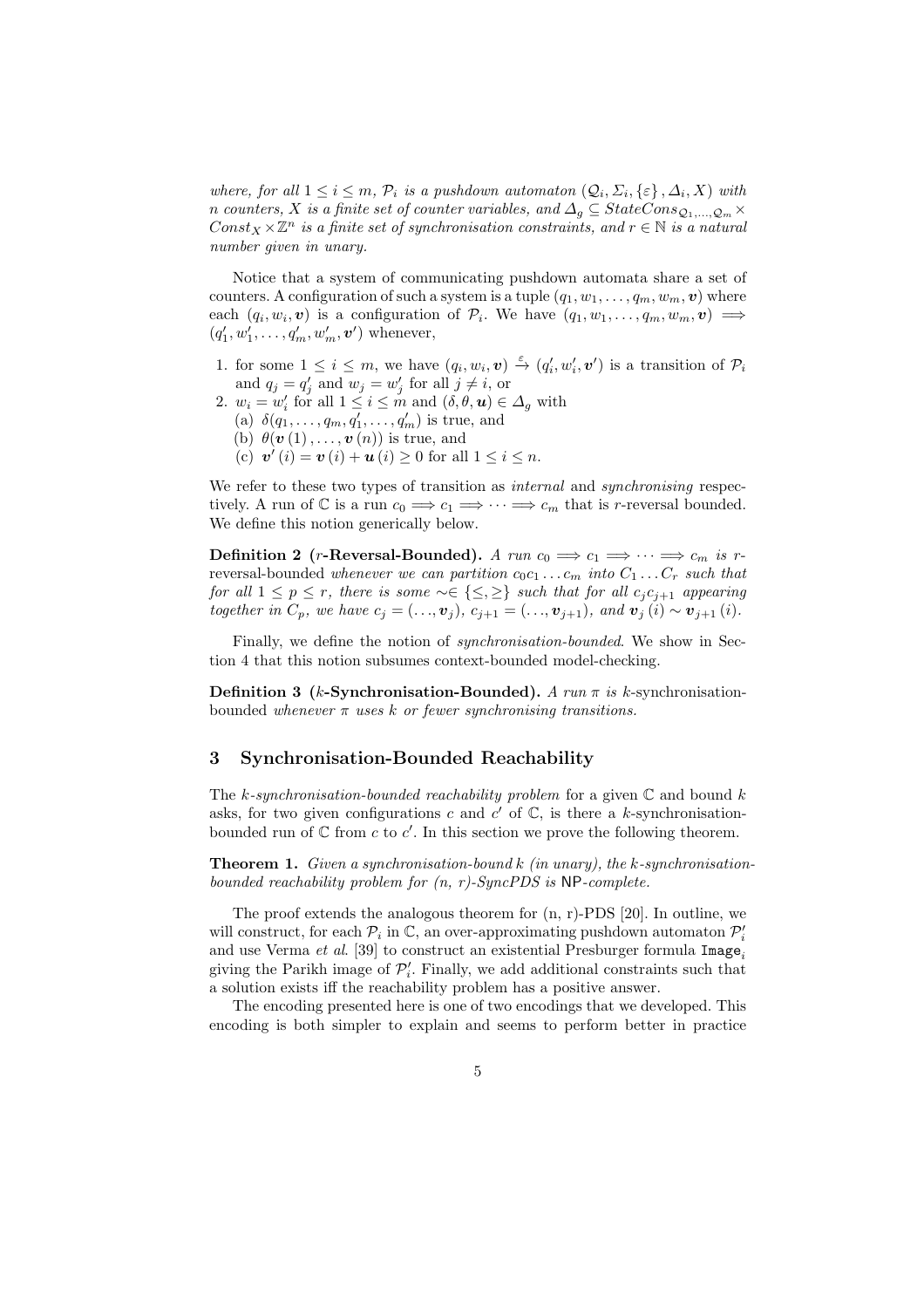*where, for all $1 \leq i \leq m$, $\mathcal{P}_i$ is a pushdown automaton $(\mathcal{Q}_i, \Sigma_i, \{\varepsilon\}, \Delta_i, X)$ with $n$ counters, $X$ is a finite set of counter variables, and $\Delta_g \subseteq StateCons_{\mathcal{Q}_1,\ldots,\mathcal{Q}_m} \times Const_X \times \mathbb{Z}^n$ is a finite set of synchronisation constraints, and $r \in \mathbb{N}$ is a natural number given in unary.*

Notice that a system of communicating pushdown automata share a set of counters. A configuration of such a system is a tuple $(q_1, w_1, \ldots, q_m, w_m, \boldsymbol{v})$ where each $(q_i, w_i, \boldsymbol{v})$ is a configuration of $\mathcal{P}_i$. We have $(q_1, w_1, \ldots, q_m, w_m, \boldsymbol{v}) \Longrightarrow (q'_1, w'_1, \ldots, q'_m, w'_m, \boldsymbol{v}')$ whenever,

1. for some $1 \leq i \leq m$, we have $(q_i, w_i, \boldsymbol{v}) \xrightarrow{\varepsilon} (q'_i, w'_i, \boldsymbol{v}')$ is a transition of $\mathcal{P}_i$ and $q_j = q'_j$ and $w_j = w'_j$ for all $j \neq i$, or
2. $w_i = w'_i$ for all $1 \leq i \leq m$ and $(\delta, \theta, \boldsymbol{u}) \in \Delta_g$ with
   (a) $\delta(q_1, \ldots, q_m, q'_1, \ldots, q'_m)$ is true, and
   (b) $\theta(\boldsymbol{v}(1), \ldots, \boldsymbol{v}(n))$ is true, and
   (c) $\boldsymbol{v}'(i) = \boldsymbol{v}(i) + \boldsymbol{u}(i) \geq 0$ for all $1 \leq i \leq n$.

We refer to these two types of transition as *internal* and *synchronising* respectively. A run of $\mathbb{C}$ is a run $c_0 \Longrightarrow c_1 \Longrightarrow \cdots \Longrightarrow c_m$ that is $r$-reversal bounded. We define this notion generically below.

**Definition 2 ($r$-Reversal-Bounded).** *A run $c_0 \Longrightarrow c_1 \Longrightarrow \cdots \Longrightarrow c_m$ is $r$-reversal-bounded whenever we can partition $c_0 c_1 \ldots c_m$ into $C_1 \ldots C_r$ such that for all $1 \leq p \leq r$, there is some $\sim \in \{\leq, \geq\}$ such that for all $c_j c_{j+1}$ appearing together in $C_p$, we have $c_j = (\ldots, \boldsymbol{v}_j)$, $c_{j+1} = (\ldots, \boldsymbol{v}_{j+1})$, and $\boldsymbol{v}_j(i) \sim \boldsymbol{v}_{j+1}(i)$.*

Finally, we define the notion of *synchronisation-bounded*. We show in Section 4 that this notion subsumes context-bounded model-checking.

**Definition 3 ($k$-Synchronisation-Bounded).** *A run $\pi$ is $k$-synchronisation-bounded whenever $\pi$ uses $k$ or fewer synchronising transitions.*

## 3 Synchronisation-Bounded Reachability

The *$k$-synchronisation-bounded reachability problem* for a given $\mathbb{C}$ and bound $k$ asks, for two given configurations $c$ and $c'$ of $\mathbb{C}$, is there a $k$-synchronisation-bounded run of $\mathbb{C}$ from $c$ to $c'$. In this section we prove the following theorem.

**Theorem 1.** *Given a synchronisation-bound $k$ (in unary), the $k$-synchronisation-bounded reachability problem for (n, r)-SyncPDS is* NP*-complete.*

The proof extends the analogous theorem for (n, r)-PDS [20]. In outline, we will construct, for each $\mathcal{P}_i$ in $\mathbb{C}$, an over-approximating pushdown automaton $\mathcal{P}'_i$ and use Verma *et al.* [39] to construct an existential Presburger formula $\texttt{Image}_i$ giving the Parikh image of $\mathcal{P}'_i$. Finally, we add additional constraints such that a solution exists iff the reachability problem has a positive answer.

The encoding presented here is one of two encodings that we developed. This encoding is both simpler to explain and seems to perform better in practice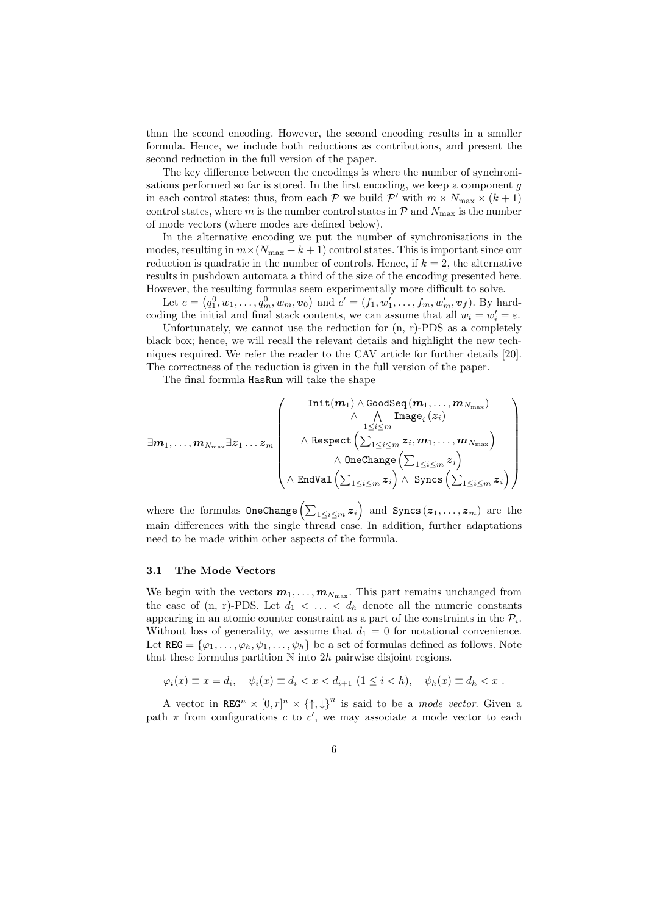than the second encoding. However, the second encoding results in a smaller formula. Hence, we include both reductions as contributions, and present the second reduction in the full version of the paper.

The key difference between the encodings is where the number of synchronisations performed so far is stored. In the first encoding, we keep a component $g$ in each control states; thus, from each $\mathcal{P}$ we build $\mathcal{P}'$ with $m \times N_{\max} \times (k+1)$ control states, where $m$ is the number control states in $\mathcal{P}$ and $N_{\max}$ is the number of mode vectors (where modes are defined below).

In the alternative encoding we put the number of synchronisations in the modes, resulting in $m \times (N_{\max} + k + 1)$ control states. This is important since our reduction is quadratic in the number of controls. Hence, if $k = 2$, the alternative results in pushdown automata a third of the size of the encoding presented here. However, the resulting formulas seem experimentally more difficult to solve.

Let $c = \left(q^0_1, w_1, \ldots, q^0_m, w_m, \boldsymbol{v}_0\right)$ and $c' = (f_1, w'_1, \ldots, f_m, w'_m, \boldsymbol{v}_f)$. By hardcoding the initial and final stack contents, we can assume that all $w_i = w'_i = \varepsilon$.

Unfortunately, we cannot use the reduction for (n, r)-PDS as a completely black box; hence, we will recall the relevant details and highlight the new techniques required. We refer the reader to the CAV article for further details [20]. The correctness of the reduction is given in the full version of the paper.

The final formula HasRun will take the shape

$$\exists \boldsymbol{m}_1, \ldots, \boldsymbol{m}_{N_{\max}} \exists \boldsymbol{z}_1 \ldots \boldsymbol{z}_m \left( \begin{array}{c} \texttt{Init}(\boldsymbol{m}_1) \wedge \texttt{GoodSeq}(\boldsymbol{m}_1, \ldots, \boldsymbol{m}_{N_{\max}}) \\ \wedge \bigwedge\limits_{1 \le i \le m} \texttt{Image}_i(\boldsymbol{z}_i) \\ \wedge\ \texttt{Respect}\left(\sum_{1 \le i \le m} \boldsymbol{z}_i, \boldsymbol{m}_1, \ldots, \boldsymbol{m}_{N_{\max}}\right) \\ \wedge\ \texttt{OneChange}\left(\sum_{1 \le i \le m} \boldsymbol{z}_i\right) \\ \wedge\ \texttt{EndVal}\left(\sum_{1 \le i \le m} \boldsymbol{z}_i\right) \wedge\ \texttt{Syncs}\left(\sum_{1 \le i \le m} \boldsymbol{z}_i\right) \end{array} \right)$$

where the formulas $\texttt{OneChange}\left(\sum_{1 \le i \le m} \boldsymbol{z}_i\right)$ and $\texttt{Syncs}(\boldsymbol{z}_1, \ldots, \boldsymbol{z}_m)$ are the main differences with the single thread case. In addition, further adaptations need to be made within other aspects of the formula.

### 3.1 The Mode Vectors

We begin with the vectors $\boldsymbol{m}_1, \ldots, \boldsymbol{m}_{N_{\max}}$. This part remains unchanged from the case of (n, r)-PDS. Let $d_1 < \ldots < d_h$ denote all the numeric constants appearing in an atomic counter constraint as a part of the constraints in the $\mathcal{P}_i$. Without loss of generality, we assume that $d_1 = 0$ for notational convenience. Let $\texttt{REG} = \{\varphi_1, \ldots, \varphi_h, \psi_1, \ldots, \psi_h\}$ be a set of formulas defined as follows. Note that these formulas partition $\mathbb{N}$ into $2h$ pairwise disjoint regions.

$$\varphi_i(x) \equiv x = d_i, \quad \psi_i(x) \equiv d_i < x < d_{i+1}\ (1 \le i < h), \quad \psi_h(x) \equiv d_h < x\ .$$

A vector in $\texttt{REG}^n \times [0, r]^n \times \{\uparrow, \downarrow\}^n$ is said to be a *mode vector*. Given a path $\pi$ from configurations $c$ to $c'$, we may associate a mode vector to each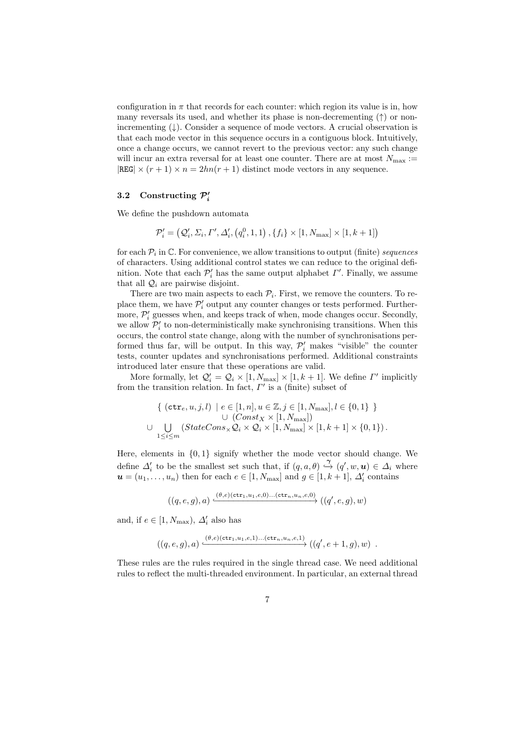configuration in $\pi$ that records for each counter: which region its value is in, how many reversals its used, and whether its phase is non-decrementing ($\uparrow$) or non-incrementing ($\downarrow$). Consider a sequence of mode vectors. A crucial observation is that each mode vector in this sequence occurs in a contiguous block. Intuitively, once a change occurs, we cannot revert to the previous vector: any such change will incur an extra reversal for at least one counter. There are at most $N_{\max} := |\mathtt{REG}| \times (r+1) \times n = 2hn(r+1)$ distinct mode vectors in any sequence.

### 3.2 Constructing $\mathcal{P}'_i$

We define the pushdown automata

$$\mathcal{P}'_i = \left(\mathcal{Q}'_i, \Sigma_i, \Gamma', \Delta'_i, \left(q^0_i, 1, 1\right), \{f_i\} \times [1, N_{\max}] \times [1, k+1]\right)$$

for each $\mathcal{P}_i$ in $\mathbb{C}$. For convenience, we allow transitions to output (finite) *sequences* of characters. Using additional control states we can reduce to the original definition. Note that each $\mathcal{P}'_i$ has the same output alphabet $\Gamma'$. Finally, we assume that all $\mathcal{Q}_i$ are pairwise disjoint.

There are two main aspects to each $\mathcal{P}_i$. First, we remove the counters. To replace them, we have $\mathcal{P}'_i$ output any counter changes or tests performed. Furthermore, $\mathcal{P}'_i$ guesses when, and keeps track of when, mode changes occur. Secondly, we allow $\mathcal{P}'_i$ to non-deterministically make synchronising transitions. When this occurs, the control state change, along with the number of synchronisations performed thus far, will be output. In this way, $\mathcal{P}'_i$ makes "visible" the counter tests, counter updates and synchronisations performed. Additional constraints introduced later ensure that these operations are valid.

More formally, let $\mathcal{Q}'_i = \mathcal{Q}_i \times [1, N_{\max}] \times [1, k+1]$. We define $\Gamma'$ implicitly from the transition relation. In fact, $\Gamma'$ is a (finite) subset of

$$\begin{aligned} \{\ (\mathtt{ctr}_e, u, j, l)\ \mid e \in [1,n], u \in \mathbb{Z}, j \in [1, N_{\max}], l \in \{0,1\}\ \} \\ \cup\ (Const_X \times [1, N_{\max}]) \\ \cup \bigcup_{1 \le i \le m} (StateCons_\times \mathcal{Q}_i \times \mathcal{Q}_i \times [1, N_{\max}] \times [1, k+1] \times \{0,1\})\,. \end{aligned}$$

Here, elements in $\{0,1\}$ signify whether the mode vector should change. We define $\Delta'_i$ to be the smallest set such that, if $(q, a, \theta) \overset{\gamma}{\hookrightarrow} (q', w, \boldsymbol{u}) \in \Delta_i$ where $\boldsymbol{u} = (u_1, \ldots, u_n)$ then for each $e \in [1, N_{\max}]$ and $g \in [1, k+1]$, $\Delta'_i$ contains

$$((q, e, g), a) \xhookrightarrow{(\theta, e)(\mathtt{ctr}_1, u_1, e, 0)\ldots(\mathtt{ctr}_n, u_n, e, 0)} ((q', e, g), w)$$

and, if $e \in [1, N_{\max})$, $\Delta'_i$ also has

$$((q, e, g), a) \xhookrightarrow{(\theta, e)(\mathtt{ctr}_1, u_1, e, 1)\ldots(\mathtt{ctr}_n, u_n, e, 1)} ((q', e+1, g), w)\ .$$

These rules are the rules required in the single thread case. We need additional rules to reflect the multi-threaded environment. In particular, an external thread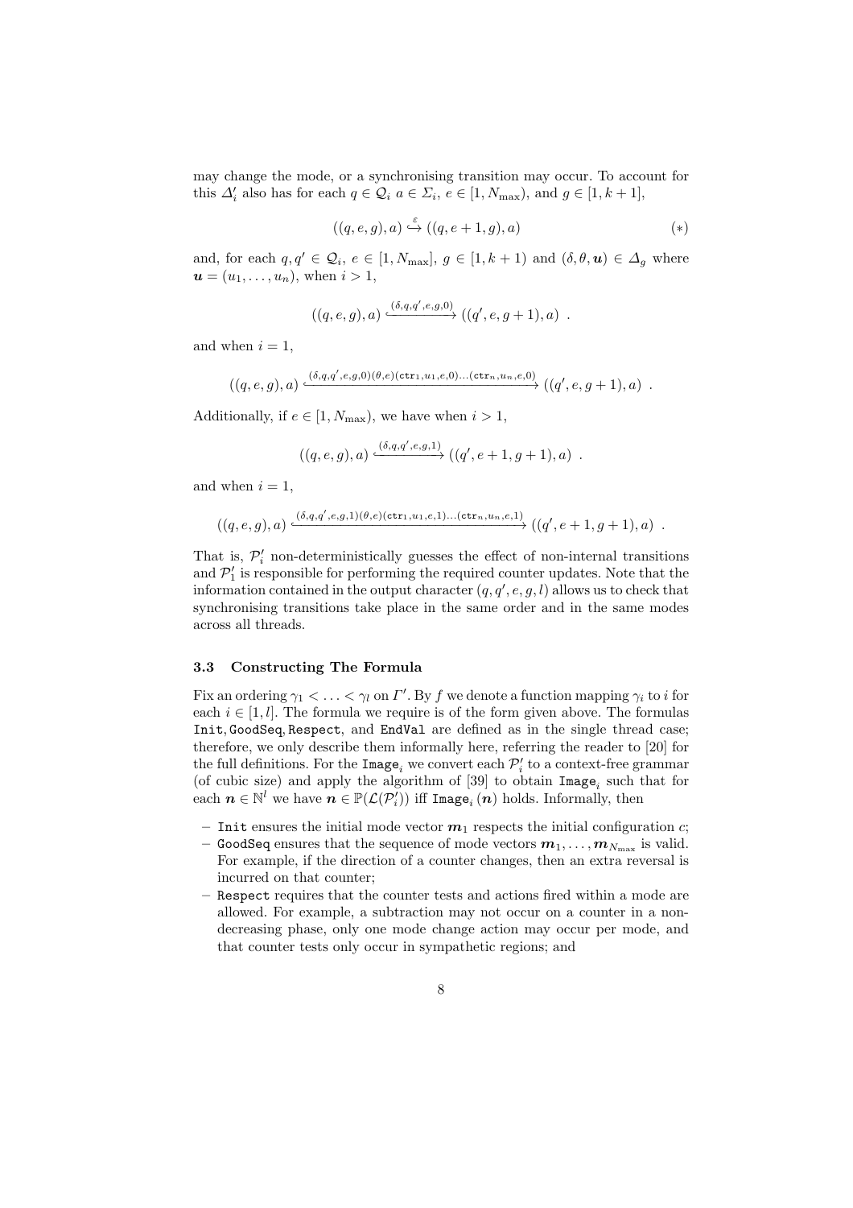may change the mode, or a synchronising transition may occur. To account for this $\Delta'_i$ also has for each $q \in \mathcal{Q}_i$ $a \in \Sigma_i$, $e \in [1, N_{\max})$, and $g \in [1, k+1]$,

$$((q, e, g), a) \xhookrightarrow{\varepsilon} ((q, e+1, g), a) \tag{$*$}$$

and, for each $q, q' \in \mathcal{Q}_i$, $e \in [1, N_{\max}]$, $g \in [1, k+1)$ and $(\delta, \theta, \boldsymbol{u}) \in \boldsymbol{\Delta}_g$ where $\boldsymbol{u} = (u_1, \ldots, u_n)$, when $i > 1$,

$$((q, e, g), a) \xhookrightarrow{(\delta, q, q', e, g, 0)} ((q', e, g+1), a) \ .$$

and when $i = 1$,

$$((q, e, g), a) \xhookrightarrow{(\delta, q, q', e, g, 0)(\theta, e)(\mathtt{ctr}_1, u_1, e, 0) \ldots (\mathtt{ctr}_n, u_n, e, 0)} ((q', e, g+1), a) \ .$$

Additionally, if $e \in [1, N_{\max})$, we have when $i > 1$,

$$((q, e, g), a) \xhookrightarrow{(\delta, q, q', e, g, 1)} ((q', e+1, g+1), a) \ .$$

and when $i = 1$,

$$((q, e, g), a) \xhookrightarrow{(\delta, q, q', e, g, 1)(\theta, e)(\mathtt{ctr}_1, u_1, e, 1) \ldots (\mathtt{ctr}_n, u_n, e, 1)} ((q', e+1, g+1), a) \ .$$

That is, $\mathcal{P}'_i$ non-deterministically guesses the effect of non-internal transitions and $\mathcal{P}'_1$ is responsible for performing the required counter updates. Note that the information contained in the output character $(q, q', e, g, l)$ allows us to check that synchronising transitions take place in the same order and in the same modes across all threads.

### 3.3 Constructing The Formula

Fix an ordering $\gamma_1 < \ldots < \gamma_l$ on $\Gamma'$. By $f$ we denote a function mapping $\gamma_i$ to $i$ for each $i \in [1, l]$. The formula we require is of the form given above. The formulas `Init`, `GoodSeq`, `Respect`, and `EndVal` are defined as in the single thread case; therefore, we only describe them informally here, referring the reader to [20] for the full definitions. For the $\mathtt{Image}_i$ we convert each $\mathcal{P}'_i$ to a context-free grammar (of cubic size) and apply the algorithm of [39] to obtain $\mathtt{Image}_i$ such that for each $\boldsymbol{n} \in \mathbb{N}^l$ we have $\boldsymbol{n} \in \mathbb{P}(\mathcal{L}(\mathcal{P}'_i))$ iff $\mathtt{Image}_i(\boldsymbol{n})$ holds. Informally, then

- `Init` ensures the initial mode vector $\boldsymbol{m}_1$ respects the initial configuration $c$;
- `GoodSeq` ensures that the sequence of mode vectors $\boldsymbol{m}_1, \ldots, \boldsymbol{m}_{N_{\max}}$ is valid. For example, if the direction of a counter changes, then an extra reversal is incurred on that counter;
- `Respect` requires that the counter tests and actions fired within a mode are allowed. For example, a subtraction may not occur on a counter in a non-decreasing phase, only one mode change action may occur per mode, and that counter tests only occur in sympathetic regions; and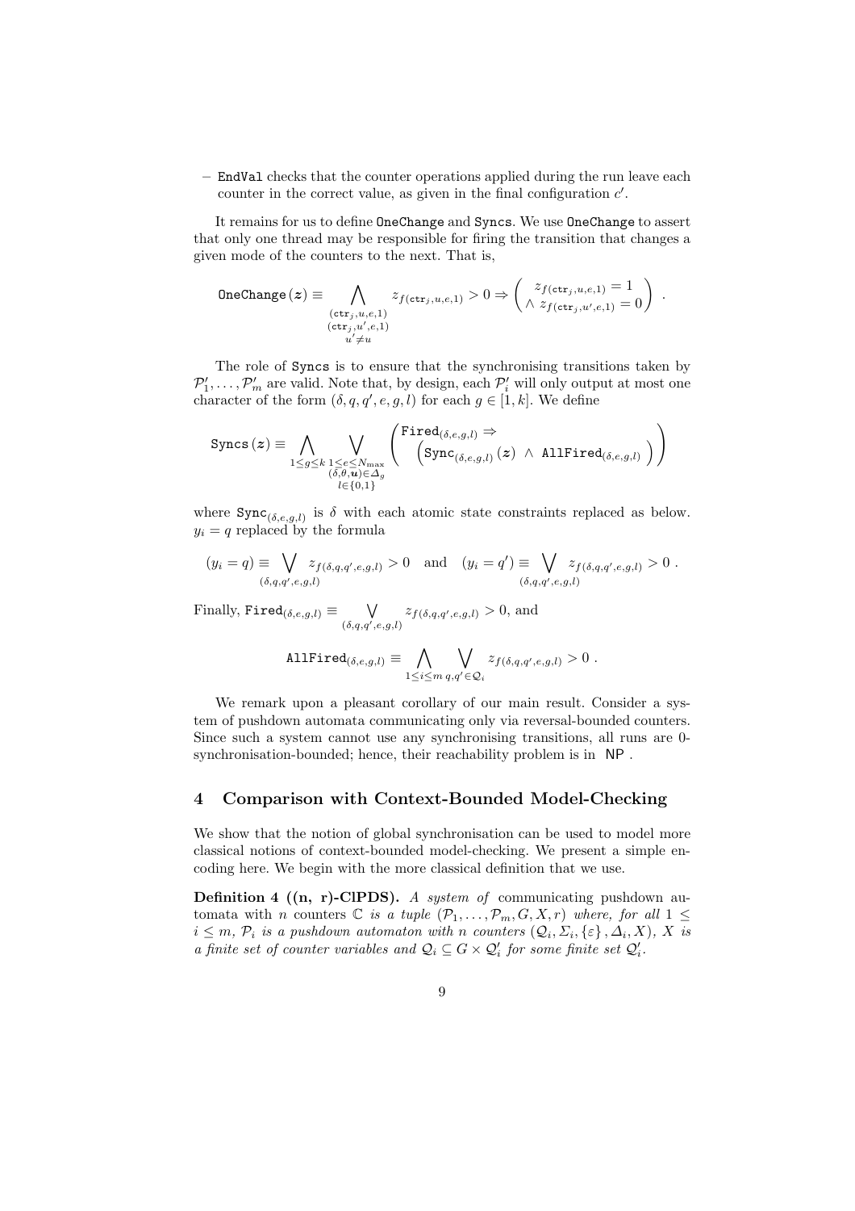– `EndVal` checks that the counter operations applied during the run leave each counter in the correct value, as given in the final configuration $c'$.

It remains for us to define `OneChange` and `Syncs`. We use `OneChange` to assert that only one thread may be responsible for firing the transition that changes a given mode of the counters to the next. That is,

$$\texttt{OneChange}(\boldsymbol{z}) \equiv \bigwedge_{\substack{(\texttt{ctr}_j, u, e, 1)\\ (\texttt{ctr}_j, u', e, 1)\\ u' \neq u}} z_{f(\texttt{ctr}_j, u, e, 1)} > 0 \Rightarrow \begin{pmatrix} z_{f(\texttt{ctr}_j, u, e, 1)} = 1 \\ \wedge\ z_{f(\texttt{ctr}_j, u', e, 1)} = 0 \end{pmatrix} .$$

The role of `Syncs` is to ensure that the synchronising transitions taken by $\mathcal{P}'_1, \ldots, \mathcal{P}'_m$ are valid. Note that, by design, each $\mathcal{P}'_i$ will only output at most one character of the form $(\delta, q, q', e, g, l)$ for each $g \in [1, k]$. We define

$$\texttt{Syncs}(\boldsymbol{z}) \equiv \bigwedge_{1 \leq g \leq k} \bigvee_{\substack{1 \leq e \leq N_{\max} \\ (\delta, \theta, \boldsymbol{u}) \in \Delta_g \\ l \in \{0,1\}}} \begin{pmatrix} \texttt{Fired}_{(\delta, e, g, l)} \Rightarrow \\ \quad \left( \texttt{Sync}_{(\delta, e, g, l)}(\boldsymbol{z}) \ \wedge\ \texttt{AllFired}_{(\delta, e, g, l)} \right) \end{pmatrix}$$

where $\texttt{Sync}_{(\delta, e, g, l)}$ is $\delta$ with each atomic state constraints replaced as below. $y_i = q$ replaced by the formula

$$(y_i = q) \equiv \bigvee_{(\delta, q, q', e, g, l)} z_{f(\delta, q, q', e, g, l)} > 0 \quad \text{and} \quad (y_i = q') \equiv \bigvee_{(\delta, q, q', e, g, l)} z_{f(\delta, q, q', e, g, l)} > 0 .$$

Finally, $\texttt{Fired}_{(\delta, e, g, l)} \equiv \bigvee_{(\delta, q, q', e, g, l)} z_{f(\delta, q, q', e, g, l)} > 0$, and

$$\texttt{AllFired}_{(\delta, e, g, l)} \equiv \bigwedge_{1 \leq i \leq m} \bigvee_{q, q' \in \mathcal{Q}_i} z_{f(\delta, q, q', e, g, l)} > 0 .$$

We remark upon a pleasant corollary of our main result. Consider a system of pushdown automata communicating only via reversal-bounded counters. Since such a system cannot use any synchronising transitions, all runs are 0-synchronisation-bounded; hence, their reachability problem is in NP .

## 4 Comparison with Context-Bounded Model-Checking

We show that the notion of global synchronisation can be used to model more classical notions of context-bounded model-checking. We present a simple encoding here. We begin with the more classical definition that we use.

**Definition 4 ((n, r)-ClPDS).** *A system of* communicating pushdown automata with $n$ counters $\mathbb{C}$ *is a tuple* $(\mathcal{P}_1, \ldots, \mathcal{P}_m, G, X, r)$ *where, for all* $1 \leq i \leq m$*,* $\mathcal{P}_i$ *is a pushdown automaton with* $n$ *counters* $(\mathcal{Q}_i, \Sigma_i, \{\varepsilon\}, \Delta_i, X)$*,* $X$ *is a finite set of counter variables and* $\mathcal{Q}_i \subseteq G \times \mathcal{Q}'_i$ *for some finite set* $\mathcal{Q}'_i$*.*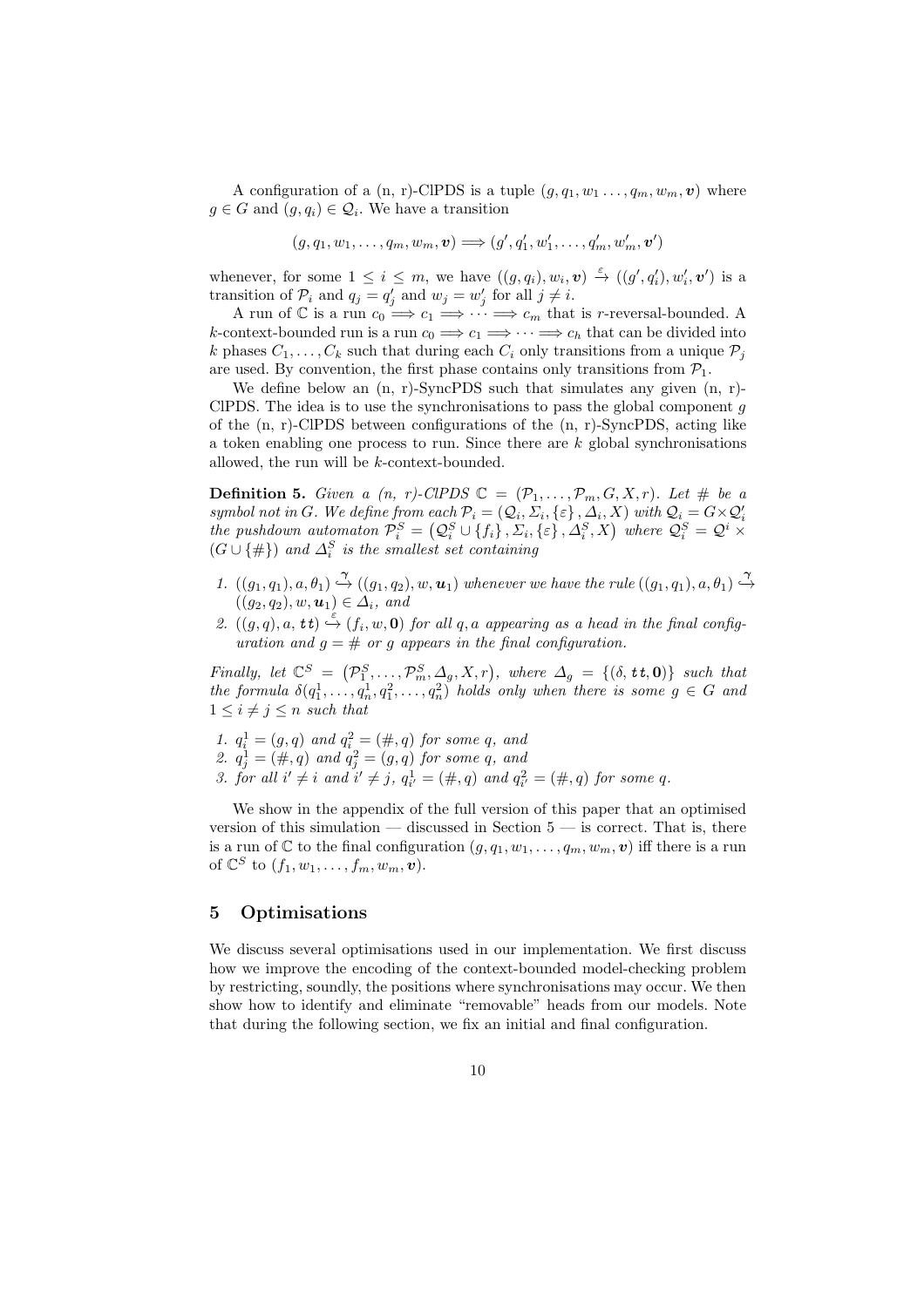A configuration of a (n, r)-ClPDS is a tuple $(g, q_1, w_1 \ldots, q_m, w_m, \boldsymbol{v})$ where $g \in G$ and $(g, q_i) \in \mathcal{Q}_i$. We have a transition

$$(g, q_1, w_1, \ldots, q_m, w_m, \boldsymbol{v}) \Longrightarrow (g', q'_1, w'_1, \ldots, q'_m, w'_m, \boldsymbol{v}')$$

whenever, for some $1 \leq i \leq m$, we have $((g, q_i), w_i, \boldsymbol{v}) \xrightarrow{\varepsilon} ((g', q'_i), w'_i, \boldsymbol{v}')$ is a transition of $\mathcal{P}_i$ and $q_j = q'_j$ and $w_j = w'_j$ for all $j \neq i$.

A run of $\mathbb{C}$ is a run $c_0 \Longrightarrow c_1 \Longrightarrow \cdots \Longrightarrow c_m$ that is $r$-reversal-bounded. A $k$-context-bounded run is a run $c_0 \Longrightarrow c_1 \Longrightarrow \cdots \Longrightarrow c_h$ that can be divided into $k$ phases $C_1, \ldots, C_k$ such that during each $C_i$ only transitions from a unique $\mathcal{P}_j$ are used. By convention, the first phase contains only transitions from $\mathcal{P}_1$.

We define below an (n, r)-SyncPDS such that simulates any given (n, r)-ClPDS. The idea is to use the synchronisations to pass the global component $g$ of the (n, r)-ClPDS between configurations of the (n, r)-SyncPDS, acting like a token enabling one process to run. Since there are $k$ global synchronisations allowed, the run will be $k$-context-bounded.

**Definition 5.** *Given a (n, r)-ClPDS $\mathbb{C} = (\mathcal{P}_1, \ldots, \mathcal{P}_m, G, X, r)$. Let $\#$ be a symbol not in $G$. We define from each $\mathcal{P}_i = (\mathcal{Q}_i, \Sigma_i, \{\varepsilon\}, \Delta_i, X)$ with $\mathcal{Q}_i = G \times \mathcal{Q}'_i$ the pushdown automaton $\mathcal{P}^S_i = (\mathcal{Q}^S_i \cup \{f_i\}, \Sigma_i, \{\varepsilon\}, \Delta^S_i, X)$ where $\mathcal{Q}^S_i = \mathcal{Q}^i \times (G \cup \{\#\})$ and $\Delta^S_i$ is the smallest set containing*

1. *$((g_1, q_1), a, \theta_1) \xrightarrow{\gamma} ((g_1, q_2), w, \boldsymbol{u}_1)$ whenever we have the rule $((g_1, q_1), a, \theta_1) \xrightarrow{\gamma} ((g_2, q_2), w, \boldsymbol{u}_1) \in \Delta_i$, and*
2. *$((g, q), a, \boldsymbol{tt}) \xrightarrow{\varepsilon} (f_i, w, \boldsymbol{0})$ for all $q, a$ appearing as a head in the final configuration and $g = \#$ or $g$ appears in the final configuration.*

*Finally, let $\mathbb{C}^S = (\mathcal{P}^S_1, \ldots, \mathcal{P}^S_m, \Delta_g, X, r)$, where $\Delta_g = \{(\delta, \boldsymbol{tt}, \boldsymbol{0})\}$ such that the formula $\delta(q^1_1, \ldots, q^1_n, q^2_1, \ldots, q^2_n)$ holds only when there is some $g \in G$ and $1 \leq i \neq j \leq n$ such that*

1. *$q^1_i = (g, q)$ and $q^2_i = (\#, q)$ for some $q$, and*
2. *$q^1_j = (\#, q)$ and $q^2_j = (g, q)$ for some $q$, and*
3. *for all $i' \neq i$ and $i' \neq j$, $q^1_{i'} = (\#, q)$ and $q^2_{i'} = (\#, q)$ for some $q$.*

We show in the appendix of the full version of this paper that an optimised version of this simulation — discussed in Section 5 — is correct. That is, there is a run of $\mathbb{C}$ to the final configuration $(g, q_1, w_1, \ldots, q_m, w_m, \boldsymbol{v})$ iff there is a run of $\mathbb{C}^S$ to $(f_1, w_1, \ldots, f_m, w_m, \boldsymbol{v})$.

## 5 Optimisations

We discuss several optimisations used in our implementation. We first discuss how we improve the encoding of the context-bounded model-checking problem by restricting, soundly, the positions where synchronisations may occur. We then show how to identify and eliminate "removable" heads from our models. Note that during the following section, we fix an initial and final configuration.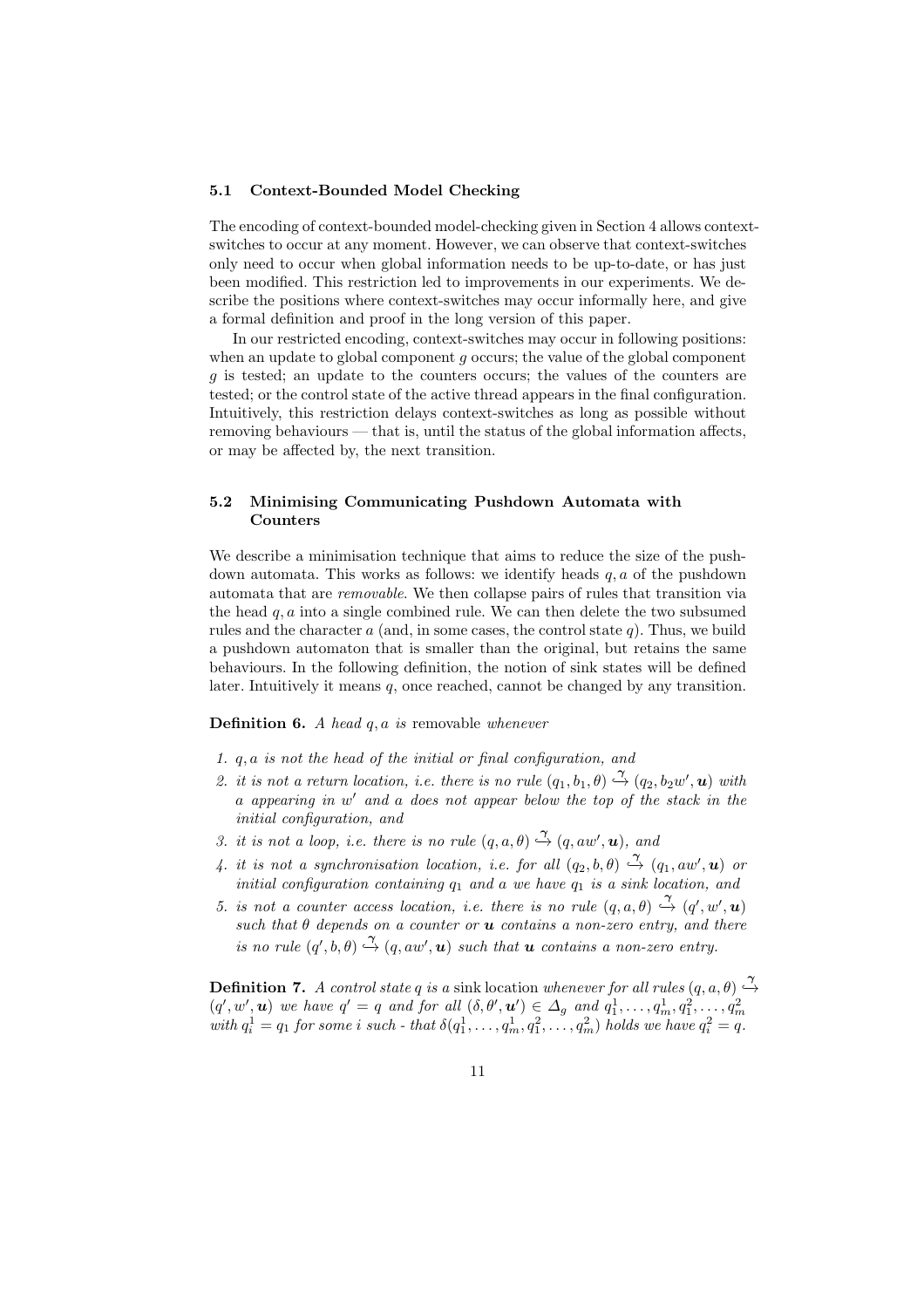### 5.1 Context-Bounded Model Checking

The encoding of context-bounded model-checking given in Section 4 allows context-switches to occur at any moment. However, we can observe that context-switches only need to occur when global information needs to be up-to-date, or has just been modified. This restriction led to improvements in our experiments. We describe the positions where context-switches may occur informally here, and give a formal definition and proof in the long version of this paper.

In our restricted encoding, context-switches may occur in following positions: when an update to global component $g$ occurs; the value of the global component $g$ is tested; an update to the counters occurs; the values of the counters are tested; or the control state of the active thread appears in the final configuration. Intuitively, this restriction delays context-switches as long as possible without removing behaviours — that is, until the status of the global information affects, or may be affected by, the next transition.

### 5.2 Minimising Communicating Pushdown Automata with Counters

We describe a minimisation technique that aims to reduce the size of the pushdown automata. This works as follows: we identify heads $q, a$ of the pushdown automata that are *removable*. We then collapse pairs of rules that transition via the head $q, a$ into a single combined rule. We can then delete the two subsumed rules and the character $a$ (and, in some cases, the control state $q$). Thus, we build a pushdown automaton that is smaller than the original, but retains the same behaviours. In the following definition, the notion of sink states will be defined later. Intuitively it means $q$, once reached, cannot be changed by any transition.

**Definition 6.** *A head $q, a$ is* removable *whenever*

1. *$q, a$ is not the head of the initial or final configuration, and*
2. *it is not a return location, i.e. there is no rule $(q_1, b_1, \theta) \overset{\gamma}{\hookrightarrow} (q_2, b_2 w', \boldsymbol{u})$ with $a$ appearing in $w'$ and $a$ does not appear below the top of the stack in the initial configuration, and*
3. *it is not a loop, i.e. there is no rule $(q, a, \theta) \overset{\gamma}{\hookrightarrow} (q, aw', \boldsymbol{u})$, and*
4. *it is not a synchronisation location, i.e. for all $(q_2, b, \theta) \overset{\gamma}{\hookrightarrow} (q_1, aw', \boldsymbol{u})$ or initial configuration containing $q_1$ and $a$ we have $q_1$ is a sink location, and*
5. *is not a counter access location, i.e. there is no rule $(q, a, \theta) \overset{\gamma}{\hookrightarrow} (q', w', \boldsymbol{u})$ such that $\theta$ depends on a counter or $\boldsymbol{u}$ contains a non-zero entry, and there is no rule $(q', b, \theta) \overset{\gamma}{\hookrightarrow} (q, aw', \boldsymbol{u})$ such that $\boldsymbol{u}$ contains a non-zero entry.*

**Definition 7.** *A control state $q$ is a* sink location *whenever for all rules $(q, a, \theta) \overset{\gamma}{\hookrightarrow} (q', w', \boldsymbol{u})$ we have $q' = q$ and for all $(\delta, \theta', \boldsymbol{u}') \in \Delta_g$ and $q^1_1, \ldots, q^1_m, q^2_1, \ldots, q^2_m$ with $q^1_i = q_1$ for some $i$ such - that $\delta(q^1_1, \ldots, q^1_m, q^2_1, \ldots, q^2_m)$ holds we have $q^2_i = q$.*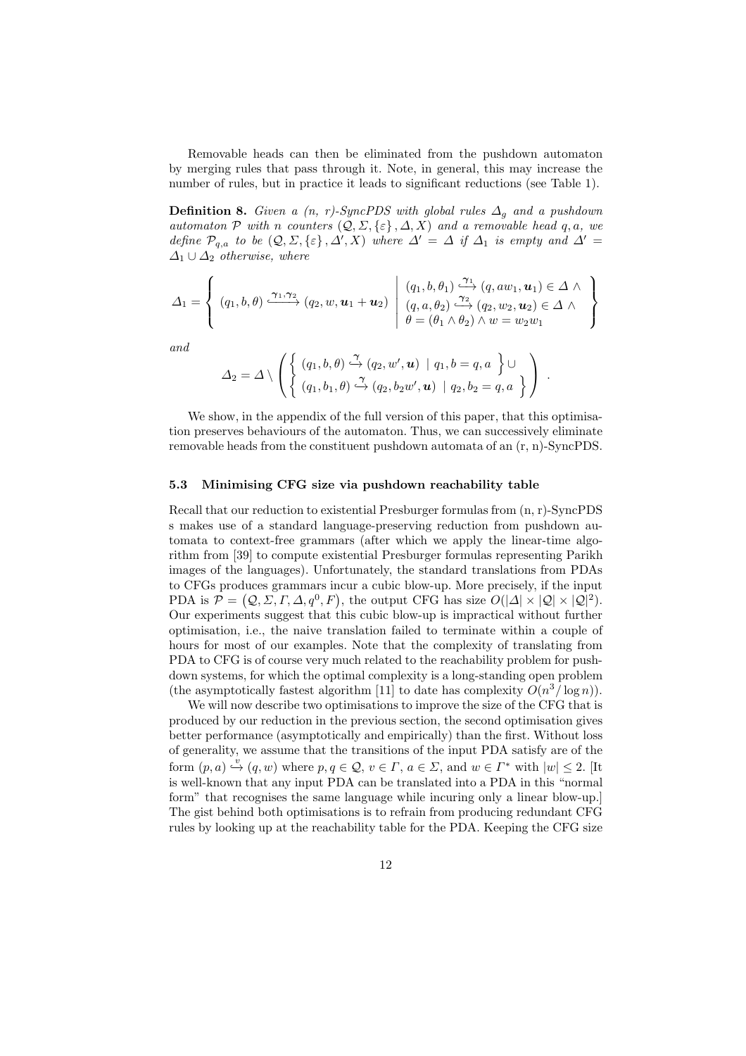Removable heads can then be eliminated from the pushdown automaton by merging rules that pass through it. Note, in general, this may increase the number of rules, but in practice it leads to significant reductions (see Table 1).

**Definition 8.** *Given a (n, r)-SyncPDS with global rules $\Delta_g$ and a pushdown automaton $\mathcal{P}$ with $n$ counters $(\mathcal{Q}, \Sigma, \{\varepsilon\}, \Delta, X)$ and a removable head $q, a$, we define $\mathcal{P}_{q,a}$ to be $(\mathcal{Q}, \Sigma, \{\varepsilon\}, \Delta', X)$ where $\Delta' = \Delta$ if $\Delta_1$ is empty and $\Delta' = \Delta_1 \cup \Delta_2$ otherwise, where*

$$\Delta_1 = \left\{ (q_1, b, \theta) \xhookrightarrow{\gamma_1, \gamma_2} (q_2, w, \boldsymbol{u}_1 + \boldsymbol{u}_2) \;\middle|\; \begin{array}{l} (q_1, b, \theta_1) \xhookrightarrow{\gamma_1} (q, aw_1, \boldsymbol{u}_1) \in \Delta \,\wedge \\ (q, a, \theta_2) \xhookrightarrow{\gamma_2} (q_2, w_2, \boldsymbol{u}_2) \in \Delta \,\wedge \\ \theta = (\theta_1 \wedge \theta_2) \wedge w = w_2 w_1 \end{array} \right\}$$

*and*

$$\Delta_2 = \Delta \setminus \left( \begin{array}{l} \left\{ (q_1, b, \theta) \xhookrightarrow{\gamma} (q_2, w', \boldsymbol{u}) \mid q_1, b = q, a \right\} \cup \\ \left\{ (q_1, b_1, \theta) \xhookrightarrow{\gamma} (q_2, b_2 w', \boldsymbol{u}) \mid q_2, b_2 = q, a \right\} \end{array} \right).$$

We show, in the appendix of the full version of this paper, that this optimisation preserves behaviours of the automaton. Thus, we can successively eliminate removable heads from the constituent pushdown automata of an (r, n)-SyncPDS.

### 5.3 Minimising CFG size via pushdown reachability table

Recall that our reduction to existential Presburger formulas from (n, r)-SyncPDS s makes use of a standard language-preserving reduction from pushdown automata to context-free grammars (after which we apply the linear-time algorithm from [39] to compute existential Presburger formulas representing Parikh images of the languages). Unfortunately, the standard translations from PDAs to CFGs produces grammars incur a cubic blow-up. More precisely, if the input PDA is $\mathcal{P} = (\mathcal{Q}, \Sigma, \Gamma, \Delta, q^0, F)$, the output CFG has size $O(|\Delta| \times |\mathcal{Q}| \times |\mathcal{Q}|^2)$. Our experiments suggest that this cubic blow-up is impractical without further optimisation, i.e., the naive translation failed to terminate within a couple of hours for most of our examples. Note that the complexity of translating from PDA to CFG is of course very much related to the reachability problem for pushdown systems, for which the optimal complexity is a long-standing open problem (the asymptotically fastest algorithm [11] to date has complexity $O(n^3/\log n)$).

We will now describe two optimisations to improve the size of the CFG that is produced by our reduction in the previous section, the second optimisation gives better performance (asymptotically and empirically) than the first. Without loss of generality, we assume that the transitions of the input PDA satisfy are of the form $(p, a) \xhookrightarrow{v} (q, w)$ where $p, q \in \mathcal{Q}$, $v \in \Gamma$, $a \in \Sigma$, and $w \in \Gamma^*$ with $|w| \leq 2$. [It is well-known that any input PDA can be translated into a PDA in this "normal form" that recognises the same language while incuring only a linear blow-up.] The gist behind both optimisations is to refrain from producing redundant CFG rules by looking up at the reachability table for the PDA. Keeping the CFG size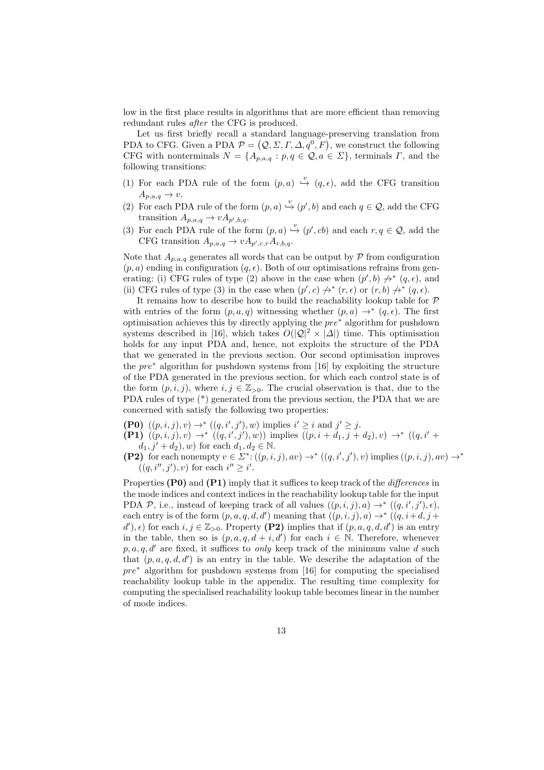low in the first place results in algorithms that are more efficient than removing redundant rules *after* the CFG is produced.

Let us first briefly recall a standard language-preserving translation from PDA to CFG. Given a PDA $\mathcal{P} = (\mathcal{Q}, \Sigma, \Gamma, \Delta, q^0, F)$, we construct the following CFG with nonterminals $N = \{A_{p,a,q} : p, q \in \mathcal{Q}, a \in \Sigma\}$, terminals $\Gamma$, and the following transitions:

(1) For each PDA rule of the form $(p, a) \overset{v}{\hookrightarrow} (q, \epsilon)$, add the CFG transition $A_{p,a,q} \to v$.
(2) For each PDA rule of the form $(p, a) \overset{v}{\hookrightarrow} (p', b)$ and each $q \in \mathcal{Q}$, add the CFG transition $A_{p,a,q} \to vA_{p',b,q}$.
(3) For each PDA rule of the form $(p, a) \overset{v}{\hookrightarrow} (p', cb)$ and each $r, q \in \mathcal{Q}$, add the CFG transition $A_{p,a,q} \to vA_{p',c,r}A_{r,b,q}$.

Note that $A_{p,a,q}$ generates all words that can be output by $\mathcal{P}$ from configuration $(p, a)$ ending in configuration $(q, \epsilon)$. Both of our optimisations refrains from generating: (i) CFG rules of type (2) above in the case when $(p', b) \not\to^* (q, \epsilon)$, and (ii) CFG rules of type (3) in the case when $(p', c) \not\to^* (r, \epsilon)$ or $(r, b) \not\to^* (q, \epsilon)$.

It remains how to describe how to build the reachability lookup table for $\mathcal{P}$ with entries of the form $(p, a, q)$ witnessing whether $(p, a) \to^* (q, \epsilon)$. The first optimisation achieves this by directly applying the $pre^*$ algorithm for pushdown systems described in [16], which takes $O(|\mathcal{Q}|^2 \times |\Delta|)$ time. This optimisation holds for any input PDA and, hence, not exploits the structure of the PDA that we generated in the previous section. Our second optimisation improves the $pre^*$ algorithm for pushdown systems from [16] by exploiting the structure of the PDA generated in the previous section, for which each control state is of the form $(p, i, j)$, where $i, j \in \mathbb{Z}_{>0}$. The crucial observation is that, due to the PDA rules of type (\*) generated from the previous section, the PDA that we are concerned with satisfy the following two properties:

**(P0)** $((p, i, j), v) \to^* ((q, i', j'), w)$ implies $i' \geq i$ and $j' \geq j$.
**(P1)** $((p, i, j), v) \to^* ((q, i', j'), w))$ implies $((p, i + d_1, j + d_2), v) \to^* ((q, i' + d_1, j' + d_2), w)$ for each $d_1, d_2 \in \mathbb{N}$.
**(P2)** for each nonempty $v \in \Sigma^*$: $((p, i, j), av) \to^* ((q, i', j'), v)$ implies $((p, i, j), av) \to^* ((q, i'', j'), v)$ for each $i'' \geq i'$.

Properties **(P0)** and **(P1)** imply that it suffices to keep track of the *differences* in the mode indices and context indices in the reachability lookup table for the input PDA $\mathcal{P}$, i.e., instead of keeping track of all values $((p, i, j), a) \to^* ((q, i', j'), \epsilon)$, each entry is of the form $(p, a, q, d, d')$ meaning that $((p, i, j), a) \to^* ((q, i + d, j + d'), \epsilon)$ for each $i, j \in \mathbb{Z}_{>0}$. Property **(P2)** implies that if $(p, a, q, d, d')$ is an entry in the table, then so is $(p, a, q, d + i, d')$ for each $i \in \mathbb{N}$. Therefore, whenever $p, a, q, d'$ are fixed, it suffices to *only* keep track of the minimum value $d$ such that $(p, a, q, d, d')$ is an entry in the table. We describe the adaptation of the $pre^*$ algorithm for pushdown systems from [16] for computing the specialised reachability lookup table in the appendix. The resulting time complexity for computing the specialised reachability lookup table becomes linear in the number of mode indices.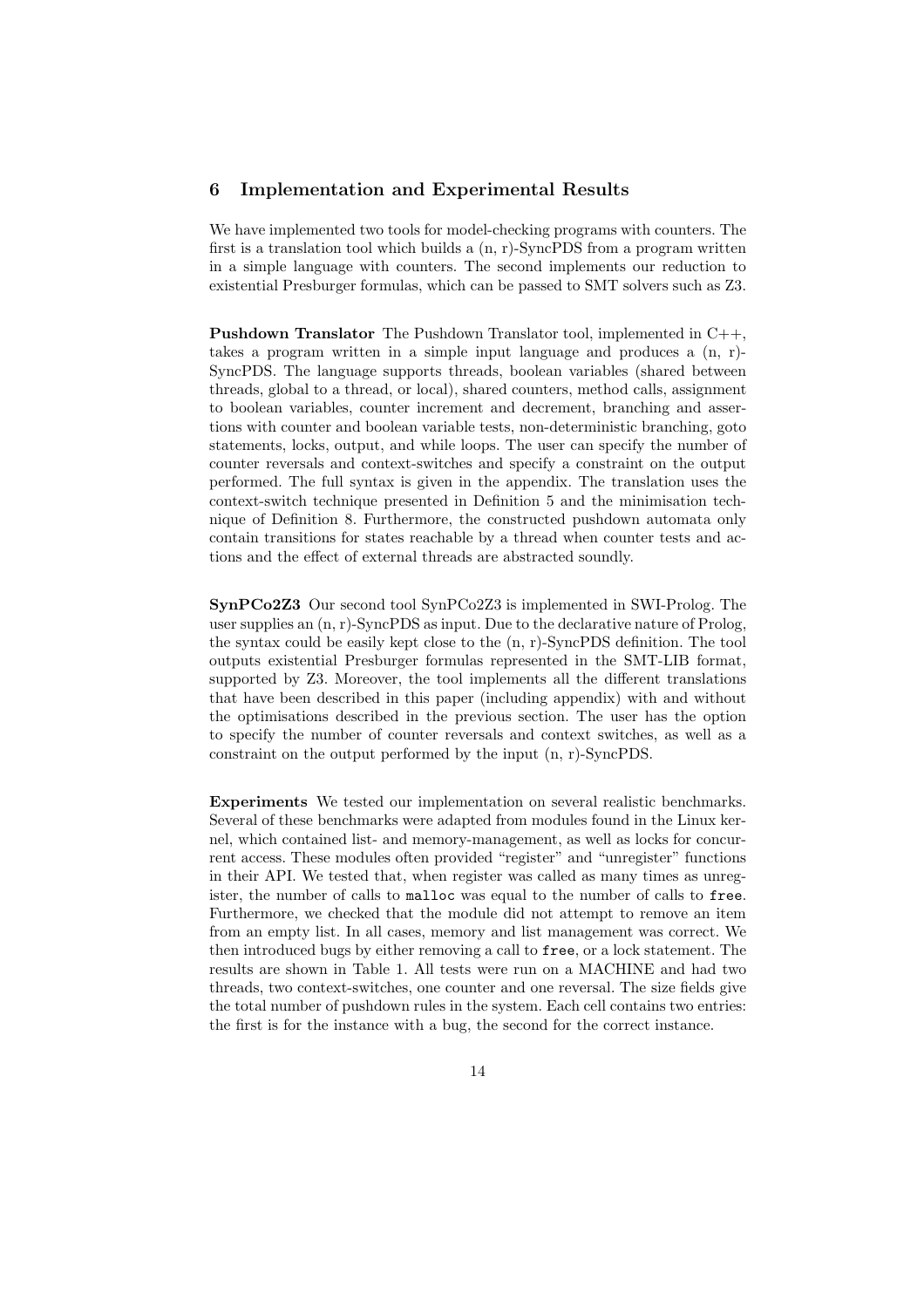## 6 Implementation and Experimental Results

We have implemented two tools for model-checking programs with counters. The first is a translation tool which builds a (n, r)-SyncPDS from a program written in a simple language with counters. The second implements our reduction to existential Presburger formulas, which can be passed to SMT solvers such as Z3.

**Pushdown Translator** The Pushdown Translator tool, implemented in C++, takes a program written in a simple input language and produces a (n, r)-SyncPDS. The language supports threads, boolean variables (shared between threads, global to a thread, or local), shared counters, method calls, assignment to boolean variables, counter increment and decrement, branching and assertions with counter and boolean variable tests, non-deterministic branching, goto statements, locks, output, and while loops. The user can specify the number of counter reversals and context-switches and specify a constraint on the output performed. The full syntax is given in the appendix. The translation uses the context-switch technique presented in Definition 5 and the minimisation technique of Definition 8. Furthermore, the constructed pushdown automata only contain transitions for states reachable by a thread when counter tests and actions and the effect of external threads are abstracted soundly.

**SynPCo2Z3** Our second tool SynPCo2Z3 is implemented in SWI-Prolog. The user supplies an (n, r)-SyncPDS as input. Due to the declarative nature of Prolog, the syntax could be easily kept close to the (n, r)-SyncPDS definition. The tool outputs existential Presburger formulas represented in the SMT-LIB format, supported by Z3. Moreover, the tool implements all the different translations that have been described in this paper (including appendix) with and without the optimisations described in the previous section. The user has the option to specify the number of counter reversals and context switches, as well as a constraint on the output performed by the input (n, r)-SyncPDS.

**Experiments** We tested our implementation on several realistic benchmarks. Several of these benchmarks were adapted from modules found in the Linux kernel, which contained list- and memory-management, as well as locks for concurrent access. These modules often provided "register" and "unregister" functions in their API. We tested that, when register was called as many times as unregister, the number of calls to `malloc` was equal to the number of calls to `free`. Furthermore, we checked that the module did not attempt to remove an item from an empty list. In all cases, memory and list management was correct. We then introduced bugs by either removing a call to `free`, or a lock statement. The results are shown in Table 1. All tests were run on a MACHINE and had two threads, two context-switches, one counter and one reversal. The size fields give the total number of pushdown rules in the system. Each cell contains two entries: the first is for the instance with a bug, the second for the correct instance.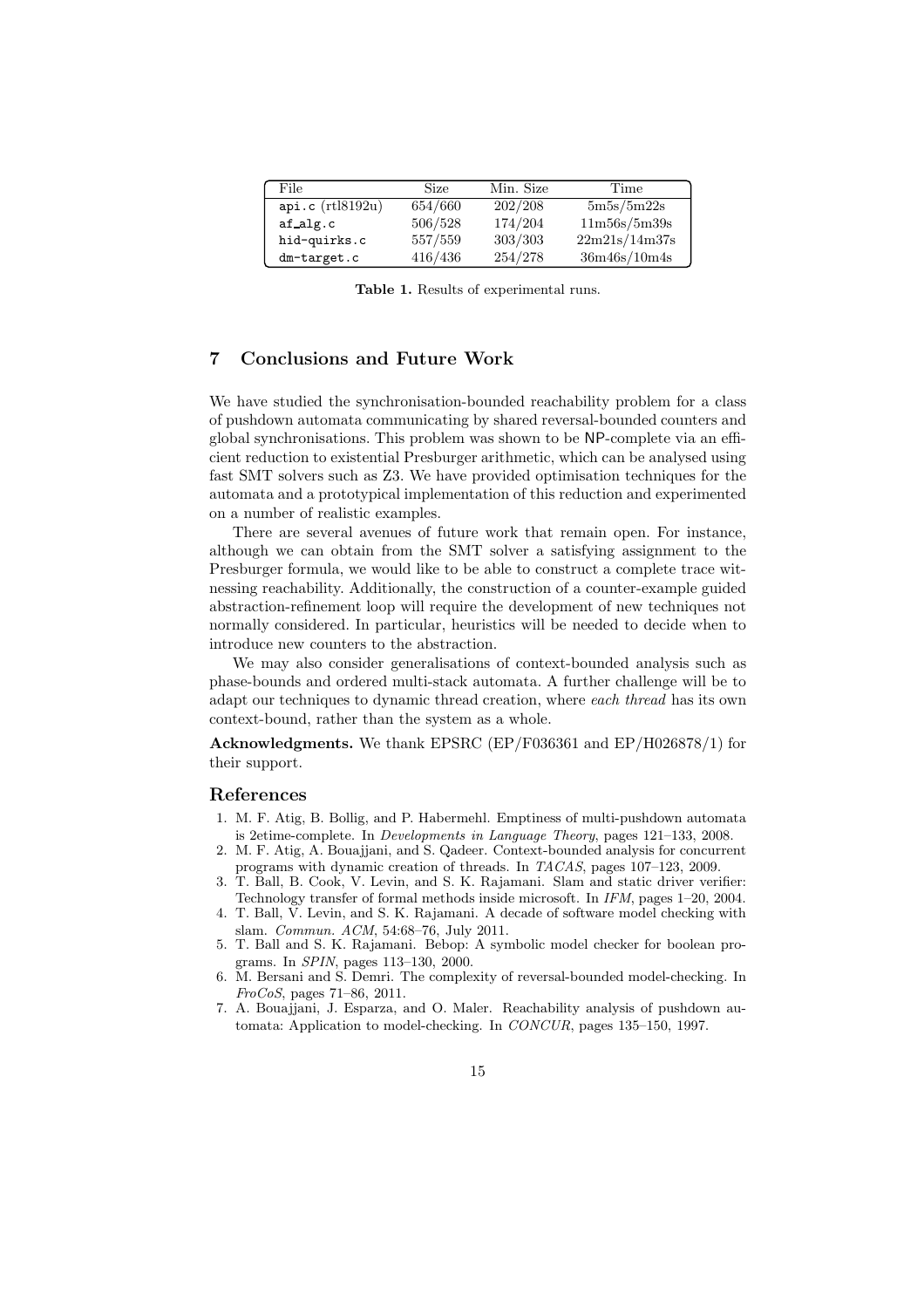| File | Size | Min. Size | Time |
|---|---|---|---|
| api.c (rtl8192u) | 654/660 | 202/208 | 5m5s/5m22s |
| af_alg.c | 506/528 | 174/204 | 11m56s/5m39s |
| hid-quirks.c | 557/559 | 303/303 | 22m21s/14m37s |
| dm-target.c | 416/436 | 254/278 | 36m46s/10m4s |

**Table 1.** Results of experimental runs.

## 7 Conclusions and Future Work

We have studied the synchronisation-bounded reachability problem for a class of pushdown automata communicating by shared reversal-bounded counters and global synchronisations. This problem was shown to be NP-complete via an efficient reduction to existential Presburger arithmetic, which can be analysed using fast SMT solvers such as Z3. We have provided optimisation techniques for the automata and a prototypical implementation of this reduction and experimented on a number of realistic examples.

There are several avenues of future work that remain open. For instance, although we can obtain from the SMT solver a satisfying assignment to the Presburger formula, we would like to be able to construct a complete trace witnessing reachability. Additionally, the construction of a counter-example guided abstraction-refinement loop will require the development of new techniques not normally considered. In particular, heuristics will be needed to decide when to introduce new counters to the abstraction.

We may also consider generalisations of context-bounded analysis such as phase-bounds and ordered multi-stack automata. A further challenge will be to adapt our techniques to dynamic thread creation, where *each thread* has its own context-bound, rather than the system as a whole.

**Acknowledgments.** We thank EPSRC (EP/F036361 and EP/H026878/1) for their support.

## References

1. M. F. Atig, B. Bollig, and P. Habermehl. Emptiness of multi-pushdown automata is 2etime-complete. In *Developments in Language Theory*, pages 121–133, 2008.
2. M. F. Atig, A. Bouajjani, and S. Qadeer. Context-bounded analysis for concurrent programs with dynamic creation of threads. In *TACAS*, pages 107–123, 2009.
3. T. Ball, B. Cook, V. Levin, and S. K. Rajamani. Slam and static driver verifier: Technology transfer of formal methods inside microsoft. In *IFM*, pages 1–20, 2004.
4. T. Ball, V. Levin, and S. K. Rajamani. A decade of software model checking with slam. *Commun. ACM*, 54:68–76, July 2011.
5. T. Ball and S. K. Rajamani. Bebop: A symbolic model checker for boolean programs. In *SPIN*, pages 113–130, 2000.
6. M. Bersani and S. Demri. The complexity of reversal-bounded model-checking. In *FroCoS*, pages 71–86, 2011.
7. A. Bouajjani, J. Esparza, and O. Maler. Reachability analysis of pushdown automata: Application to model-checking. In *CONCUR*, pages 135–150, 1997.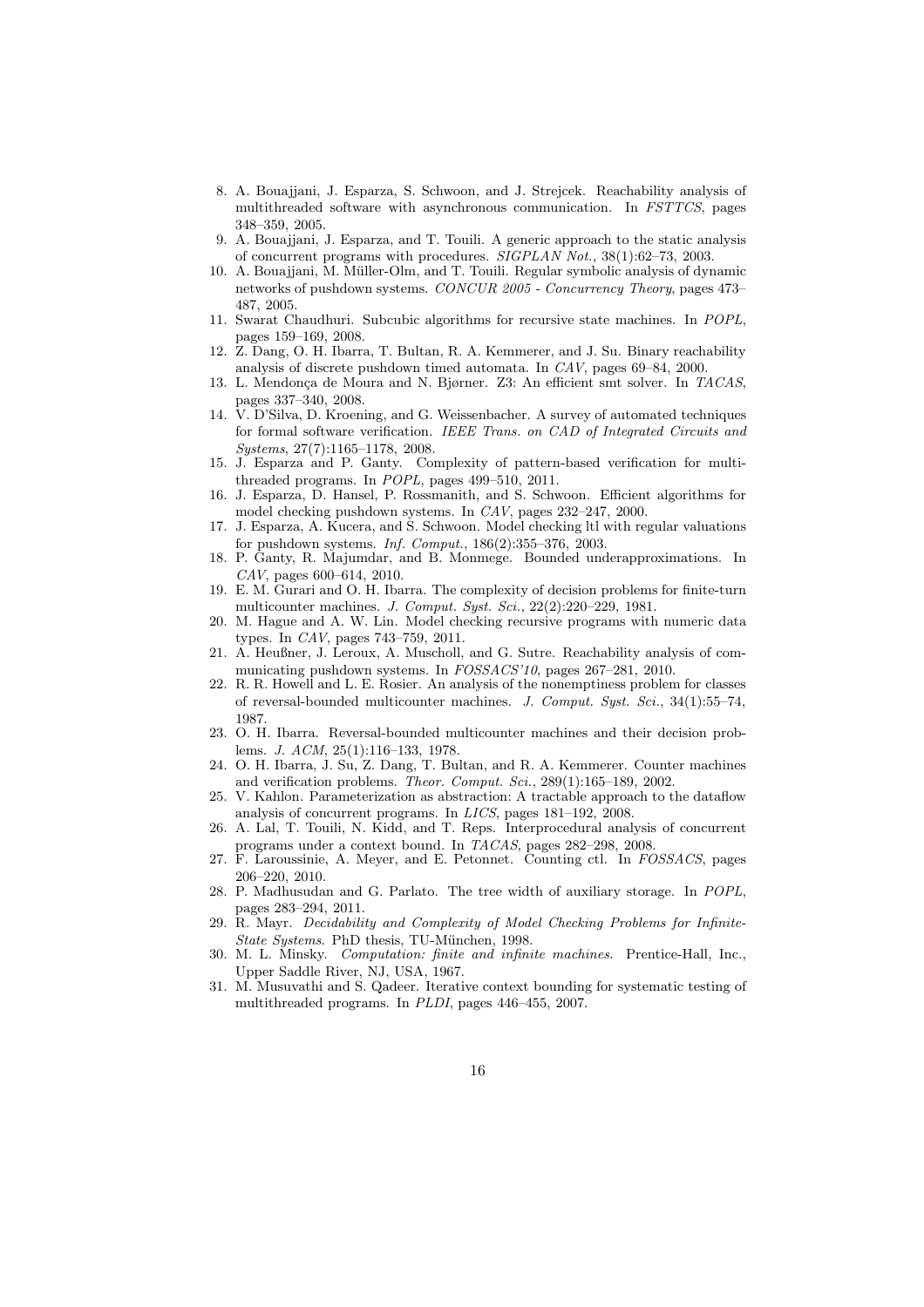8. A. Bouajjani, J. Esparza, S. Schwoon, and J. Strejcek. Reachability analysis of multithreaded software with asynchronous communication. In *FSTTCS*, pages 348–359, 2005.
9. A. Bouajjani, J. Esparza, and T. Touili. A generic approach to the static analysis of concurrent programs with procedures. *SIGPLAN Not.*, 38(1):62–73, 2003.
10. A. Bouajjani, M. Müller-Olm, and T. Touili. Regular symbolic analysis of dynamic networks of pushdown systems. *CONCUR 2005 - Concurrency Theory*, pages 473–487, 2005.
11. Swarat Chaudhuri. Subcubic algorithms for recursive state machines. In *POPL*, pages 159–169, 2008.
12. Z. Dang, O. H. Ibarra, T. Bultan, R. A. Kemmerer, and J. Su. Binary reachability analysis of discrete pushdown timed automata. In *CAV*, pages 69–84, 2000.
13. L. Mendonça de Moura and N. Bjørner. Z3: An efficient smt solver. In *TACAS*, pages 337–340, 2008.
14. V. D'Silva, D. Kroening, and G. Weissenbacher. A survey of automated techniques for formal software verification. *IEEE Trans. on CAD of Integrated Circuits and Systems*, 27(7):1165–1178, 2008.
15. J. Esparza and P. Ganty. Complexity of pattern-based verification for multithreaded programs. In *POPL*, pages 499–510, 2011.
16. J. Esparza, D. Hansel, P. Rossmanith, and S. Schwoon. Efficient algorithms for model checking pushdown systems. In *CAV*, pages 232–247, 2000.
17. J. Esparza, A. Kucera, and S. Schwoon. Model checking ltl with regular valuations for pushdown systems. *Inf. Comput.*, 186(2):355–376, 2003.
18. P. Ganty, R. Majumdar, and B. Monmege. Bounded underapproximations. In *CAV*, pages 600–614, 2010.
19. E. M. Gurari and O. H. Ibarra. The complexity of decision problems for finite-turn multicounter machines. *J. Comput. Syst. Sci.*, 22(2):220–229, 1981.
20. M. Hague and A. W. Lin. Model checking recursive programs with numeric data types. In *CAV*, pages 743–759, 2011.
21. A. Heußner, J. Leroux, A. Muscholl, and G. Sutre. Reachability analysis of communicating pushdown systems. In *FOSSACS'10*, pages 267–281, 2010.
22. R. R. Howell and L. E. Rosier. An analysis of the nonemptiness problem for classes of reversal-bounded multicounter machines. *J. Comput. Syst. Sci.*, 34(1):55–74, 1987.
23. O. H. Ibarra. Reversal-bounded multicounter machines and their decision problems. *J. ACM*, 25(1):116–133, 1978.
24. O. H. Ibarra, J. Su, Z. Dang, T. Bultan, and R. A. Kemmerer. Counter machines and verification problems. *Theor. Comput. Sci.*, 289(1):165–189, 2002.
25. V. Kahlon. Parameterization as abstraction: A tractable approach to the dataflow analysis of concurrent programs. In *LICS*, pages 181–192, 2008.
26. A. Lal, T. Touili, N. Kidd, and T. Reps. Interprocedural analysis of concurrent programs under a context bound. In *TACAS*, pages 282–298, 2008.
27. F. Laroussinie, A. Meyer, and E. Petonnet. Counting ctl. In *FOSSACS*, pages 206–220, 2010.
28. P. Madhusudan and G. Parlato. The tree width of auxiliary storage. In *POPL*, pages 283–294, 2011.
29. R. Mayr. *Decidability and Complexity of Model Checking Problems for Infinite-State Systems*. PhD thesis, TU-München, 1998.
30. M. L. Minsky. *Computation: finite and infinite machines*. Prentice-Hall, Inc., Upper Saddle River, NJ, USA, 1967.
31. M. Musuvathi and S. Qadeer. Iterative context bounding for systematic testing of multithreaded programs. In *PLDI*, pages 446–455, 2007.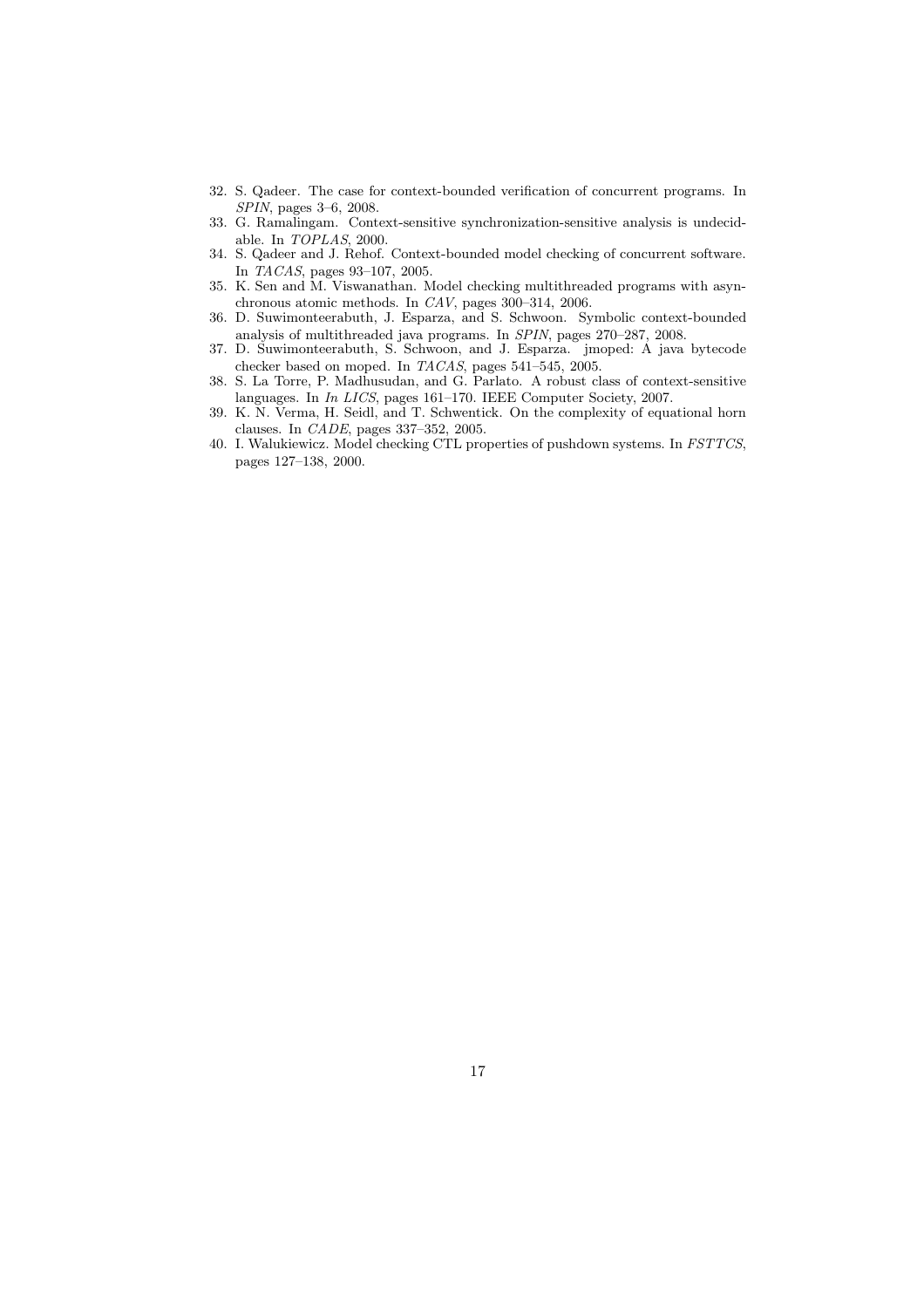32. S. Qadeer. The case for context-bounded verification of concurrent programs. In *SPIN*, pages 3–6, 2008.
33. G. Ramalingam. Context-sensitive synchronization-sensitive analysis is undecidable. In *TOPLAS*, 2000.
34. S. Qadeer and J. Rehof. Context-bounded model checking of concurrent software. In *TACAS*, pages 93–107, 2005.
35. K. Sen and M. Viswanathan. Model checking multithreaded programs with asynchronous atomic methods. In *CAV*, pages 300–314, 2006.
36. D. Suwimonteerabuth, J. Esparza, and S. Schwoon. Symbolic context-bounded analysis of multithreaded java programs. In *SPIN*, pages 270–287, 2008.
37. D. Suwimonteerabuth, S. Schwoon, and J. Esparza. jmoped: A java bytecode checker based on moped. In *TACAS*, pages 541–545, 2005.
38. S. La Torre, P. Madhusudan, and G. Parlato. A robust class of context-sensitive languages. In *In LICS*, pages 161–170. IEEE Computer Society, 2007.
39. K. N. Verma, H. Seidl, and T. Schwentick. On the complexity of equational horn clauses. In *CADE*, pages 337–352, 2005.
40. I. Walukiewicz. Model checking CTL properties of pushdown systems. In *FSTTCS*, pages 127–138, 2000.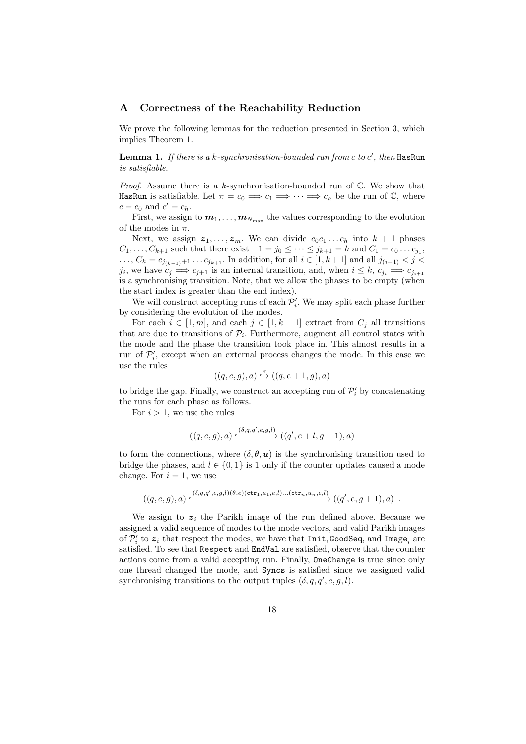## A Correctness of the Reachability Reduction

We prove the following lemmas for the reduction presented in Section 3, which implies Theorem 1.

**Lemma 1.** *If there is a $k$-synchronisation-bounded run from $c$ to $c'$, then* `HasRun` *is satisfiable.*

*Proof.* Assume there is a $k$-synchronisation-bounded run of $\mathbb{C}$. We show that `HasRun` is satisfiable. Let $\pi = c_0 \Longrightarrow c_1 \Longrightarrow \cdots \Longrightarrow c_h$ be the run of $\mathbb{C}$, where $c = c_0$ and $c' = c_h$.

First, we assign to $\boldsymbol{m}_1, \ldots, \boldsymbol{m}_{N_{\max}}$ the values corresponding to the evolution of the modes in $\pi$.

Next, we assign $\boldsymbol{z}_1, \ldots, \boldsymbol{z}_m$. We can divide $c_0 c_1 \ldots c_h$ into $k+1$ phases $C_1, \ldots, C_{k+1}$ such that there exist $-1 = j_0 \leq \cdots \leq j_{k+1} = h$ and $C_1 = c_0 \ldots c_{j_1}$, $\ldots$, $C_k = c_{j_{(k-1)}+1} \ldots c_{j_{k+1}}$. In addition, for all $i \in [1, k+1]$ and all $j_{(i-1)} < j < j_i$, we have $c_j \Longrightarrow c_{j+1}$ is an internal transition, and, when $i \leq k$, $c_{j_i} \Longrightarrow c_{j_{i+1}}$ is a synchronising transition. Note, that we allow the phases to be empty (when the start index is greater than the end index).

We will construct accepting runs of each $\mathcal{P}'_i$. We may split each phase further by considering the evolution of the modes.

For each $i \in [1, m]$, and each $j \in [1, k+1]$ extract from $C_j$ all transitions that are due to transitions of $\mathcal{P}_i$. Furthermore, augment all control states with the mode and the phase the transition took place in. This almost results in a run of $\mathcal{P}'_i$, except when an external process changes the mode. In this case we use the rules

$$((q, e, g), a) \xhookrightarrow{\varepsilon} ((q, e+1, g), a)$$

to bridge the gap. Finally, we construct an accepting run of $\mathcal{P}'_i$ by concatenating the runs for each phase as follows.

For $i > 1$, we use the rules

$$((q, e, g), a) \xhookrightarrow{(\delta, q, q', e, g, l)} ((q', e+l, g+1), a)$$

to form the connections, where $(\delta, \theta, \boldsymbol{u})$ is the synchronising transition used to bridge the phases, and $l \in \{0, 1\}$ is 1 only if the counter updates caused a mode change. For $i = 1$, we use

$$((q, e, g), a) \xhookrightarrow{(\delta, q, q', e, g, l)(\theta, e)(\mathtt{ctr}_1, u_1, e, l) \ldots (\mathtt{ctr}_n, u_n, e, l)} ((q', e, g+1), a) \ .$$

We assign to $\boldsymbol{z}_i$ the Parikh image of the run defined above. Because we assigned a valid sequence of modes to the mode vectors, and valid Parikh images of $\mathcal{P}'_i$ to $\boldsymbol{z}_i$ that respect the modes, we have that `Init`, `GoodSeq`, and $\mathtt{Image}_i$ are satisfied. To see that `Respect` and `EndVal` are satisfied, observe that the counter actions come from a valid accepting run. Finally, `OneChange` is true since only one thread changed the mode, and `Syncs` is satisfied since we assigned valid synchronising transitions to the output tuples $(\delta, q, q', e, g, l)$.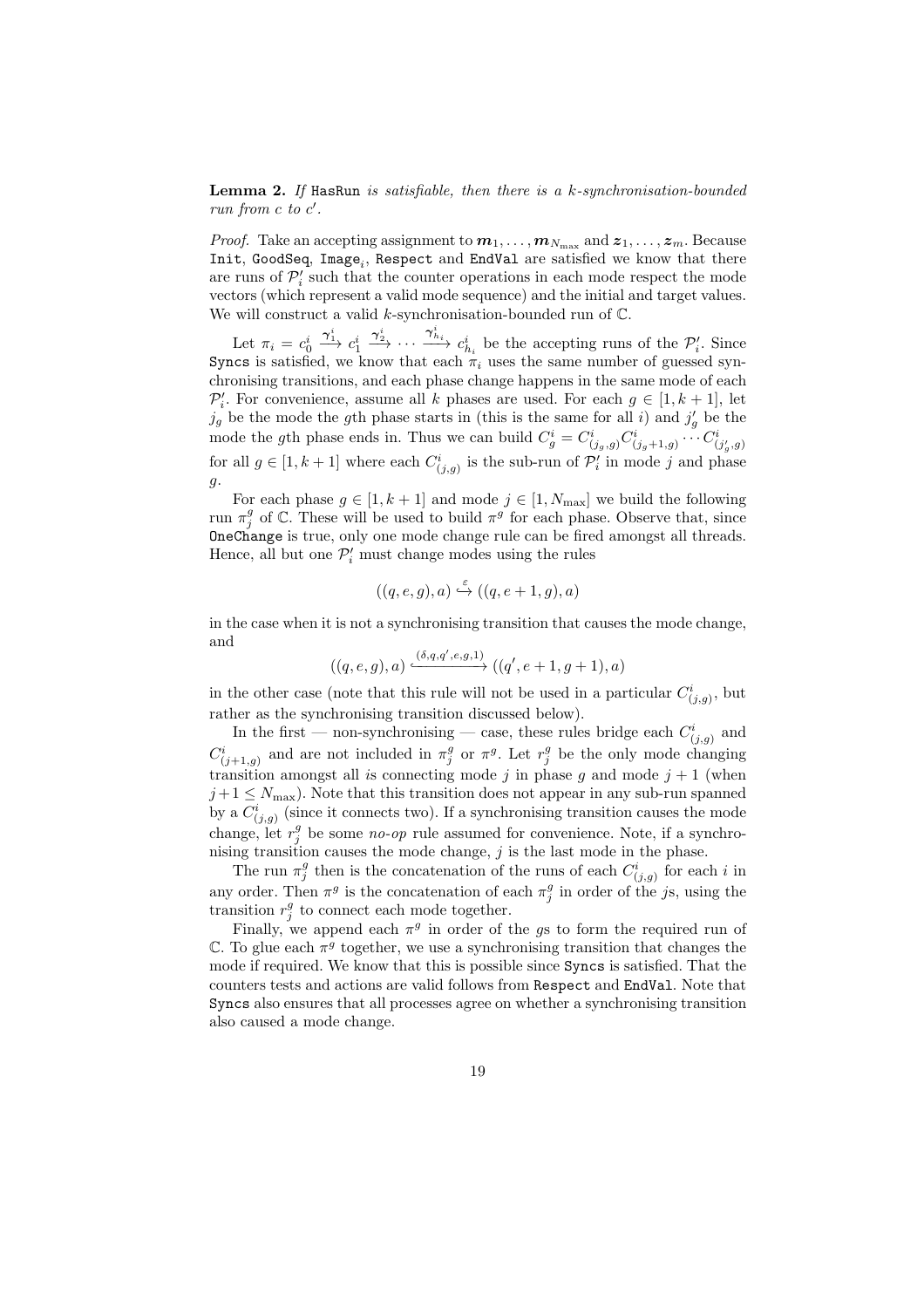**Lemma 2.** *If* `HasRun` *is satisfiable, then there is a $k$-synchronisation-bounded run from $c$ to $c'$.*

*Proof.* Take an accepting assignment to $\boldsymbol{m}_1, \ldots, \boldsymbol{m}_{N_{\max}}$ and $\boldsymbol{z}_1, \ldots, \boldsymbol{z}_m$. Because `Init`, `GoodSeq`, `Image`$_i$, `Respect` and `EndVal` are satisfied we know that there are runs of $\mathcal{P}'_i$ such that the counter operations in each mode respect the mode vectors (which represent a valid mode sequence) and the initial and target values. We will construct a valid $k$-synchronisation-bounded run of $\mathbb{C}$.

Let $\pi_i = c^i_0 \xrightarrow{\gamma^i_1} c^i_1 \xrightarrow{\gamma^i_2} \cdots \xrightarrow{\gamma^i_{h_i}} c^i_{h_i}$ be the accepting runs of the $\mathcal{P}'_i$. Since `Syncs` is satisfied, we know that each $\pi_i$ uses the same number of guessed synchronising transitions, and each phase change happens in the same mode of each $\mathcal{P}'_i$. For convenience, assume all $k$ phases are used. For each $g \in [1, k+1]$, let $j_g$ be the mode the $g$th phase starts in (this is the same for all $i$) and $j'_g$ be the mode the $g$th phase ends in. Thus we can build $C^i_g = C^i_{(j_g,g)} C^i_{(j_g+1,g)} \cdots C^i_{(j'_g,g)}$ for all $g \in [1, k+1]$ where each $C^i_{(j,g)}$ is the sub-run of $\mathcal{P}'_i$ in mode $j$ and phase $g$.

For each phase $g \in [1, k+1]$ and mode $j \in [1, N_{\max}]$ we build the following run $\pi^g_j$ of $\mathbb{C}$. These will be used to build $\pi^g$ for each phase. Observe that, since `OneChange` is true, only one mode change rule can be fired amongst all threads. Hence, all but one $\mathcal{P}'_i$ must change modes using the rules

$$((q, e, g), a) \xhookrightarrow{\varepsilon} ((q, e+1, g), a)$$

in the case when it is not a synchronising transition that causes the mode change, and

$$((q, e, g), a) \xhookrightarrow{(\delta, q, q', e, g, 1)} ((q', e+1, g+1), a)$$

in the other case (note that this rule will not be used in a particular $C^i_{(j,g)}$, but rather as the synchronising transition discussed below).

In the first — non-synchronising — case, these rules bridge each $C^i_{(j,g)}$ and $C^i_{(j+1,g)}$ and are not included in $\pi^g_j$ or $\pi^g$. Let $r^g_j$ be the only mode changing transition amongst all $i$s connecting mode $j$ in phase $g$ and mode $j+1$ (when $j+1 \leq N_{\max}$). Note that this transition does not appear in any sub-run spanned by a $C^i_{(j,g)}$ (since it connects two). If a synchronising transition causes the mode change, let $r^g_j$ be some *no-op* rule assumed for convenience. Note, if a synchronising transition causes the mode change, $j$ is the last mode in the phase.

The run $\pi^g_j$ then is the concatenation of the runs of each $C^i_{(j,g)}$ for each $i$ in any order. Then $\pi^g$ is the concatenation of each $\pi^g_j$ in order of the $j$s, using the transition $r^g_j$ to connect each mode together.

Finally, we append each $\pi^g$ in order of the $g$s to form the required run of $\mathbb{C}$. To glue each $\pi^g$ together, we use a synchronising transition that changes the mode if required. We know that this is possible since `Syncs` is satisfied. That the counters tests and actions are valid follows from `Respect` and `EndVal`. Note that `Syncs` also ensures that all processes agree on whether a synchronising transition also caused a mode change.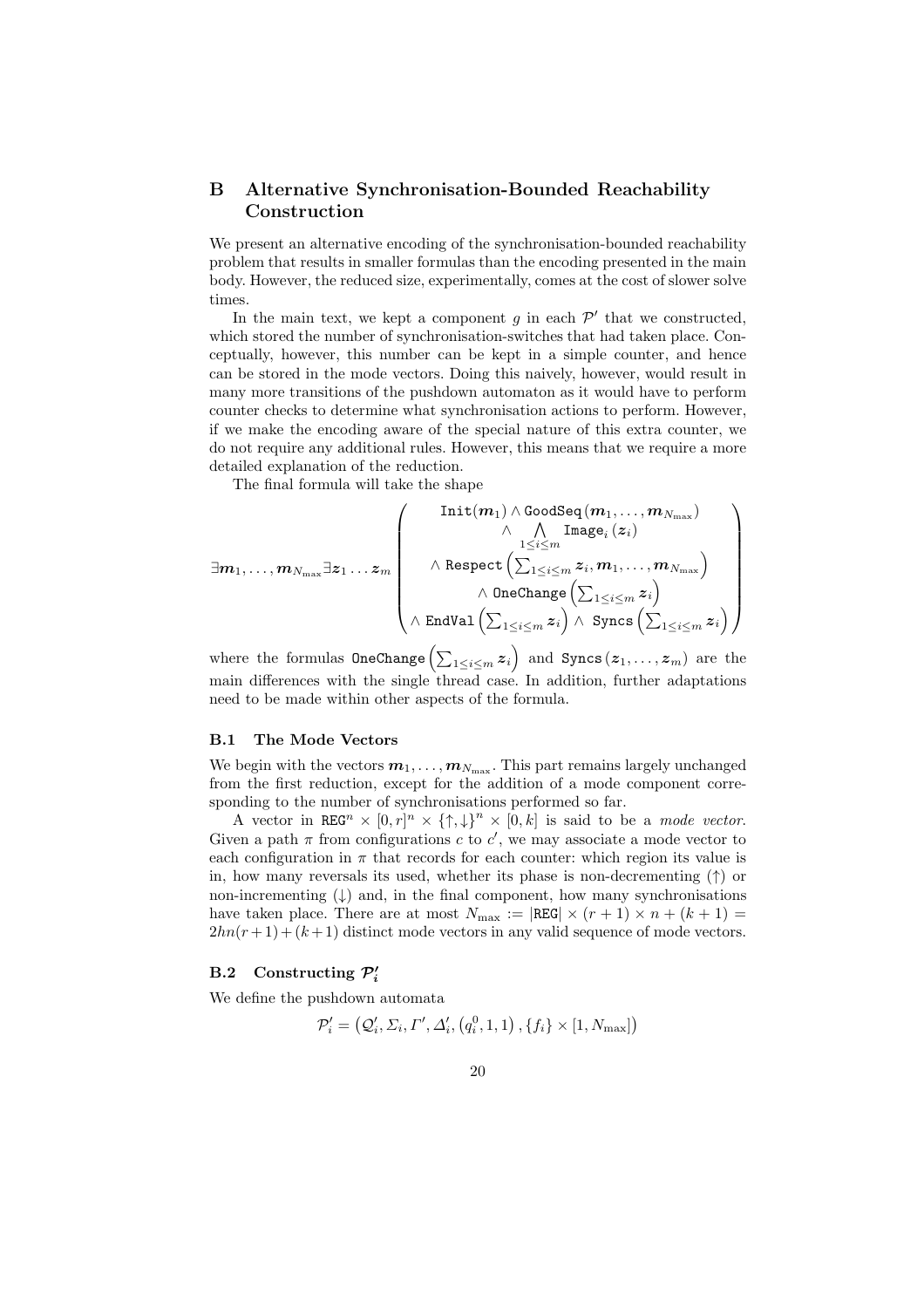## B Alternative Synchronisation-Bounded Reachability Construction

We present an alternative encoding of the synchronisation-bounded reachability problem that results in smaller formulas than the encoding presented in the main body. However, the reduced size, experimentally, comes at the cost of slower solve times.

In the main text, we kept a component $g$ in each $\mathcal{P}'$ that we constructed, which stored the number of synchronisation-switches that had taken place. Conceptually, however, this number can be kept in a simple counter, and hence can be stored in the mode vectors. Doing this naively, however, would result in many more transitions of the pushdown automaton as it would have to perform counter checks to determine what synchronisation actions to perform. However, if we make the encoding aware of the special nature of this extra counter, we do not require any additional rules. However, this means that we require a more detailed explanation of the reduction.

The final formula will take the shape

$$\exists \boldsymbol{m}_1, \ldots, \boldsymbol{m}_{N_{\max}} \exists \boldsymbol{z}_1 \ldots \boldsymbol{z}_m \left( \begin{array}{c} \texttt{Init}(\boldsymbol{m}_1) \wedge \texttt{GoodSeq}(\boldsymbol{m}_1, \ldots, \boldsymbol{m}_{N_{\max}}) \\ \wedge \bigwedge\limits_{1 \leq i \leq m} \texttt{Image}_i(\boldsymbol{z}_i) \\ \wedge \texttt{Respect}\left(\sum_{1 \leq i \leq m} \boldsymbol{z}_i, \boldsymbol{m}_1, \ldots, \boldsymbol{m}_{N_{\max}}\right) \\ \wedge \texttt{OneChange}\left(\sum_{1 \leq i \leq m} \boldsymbol{z}_i\right) \\ \wedge \texttt{EndVal}\left(\sum_{1 \leq i \leq m} \boldsymbol{z}_i\right) \wedge \texttt{Syncs}\left(\sum_{1 \leq i \leq m} \boldsymbol{z}_i\right) \end{array} \right)$$

where the formulas $\texttt{OneChange}\left(\sum_{1 \leq i \leq m} \boldsymbol{z}_i\right)$ and $\texttt{Syncs}(\boldsymbol{z}_1, \ldots, \boldsymbol{z}_m)$ are the main differences with the single thread case. In addition, further adaptations need to be made within other aspects of the formula.

### B.1 The Mode Vectors

We begin with the vectors $\boldsymbol{m}_1, \ldots, \boldsymbol{m}_{N_{\max}}$. This part remains largely unchanged from the first reduction, except for the addition of a mode component corresponding to the number of synchronisations performed so far.

A vector in $\texttt{REG}^n \times [0, r]^n \times \{\uparrow, \downarrow\}^n \times [0, k]$ is said to be a *mode vector*. Given a path $\pi$ from configurations $c$ to $c'$, we may associate a mode vector to each configuration in $\pi$ that records for each counter: which region its value is in, how many reversals its used, whether its phase is non-decrementing ($\uparrow$) or non-incrementing ($\downarrow$) and, in the final component, how many synchronisations have taken place. There are at most $N_{\max} := |\texttt{REG}| \times (r + 1) \times n + (k + 1) = 2hn(r+1) + (k+1)$ distinct mode vectors in any valid sequence of mode vectors.

### B.2 Constructing $\mathcal{P}'_i$

We define the pushdown automata

$$\mathcal{P}'_i = \left(\mathcal{Q}'_i, \Sigma_i, \Gamma', \Delta'_i, \left(q^0_i, 1, 1\right), \{f_i\} \times [1, N_{\max}]\right)$$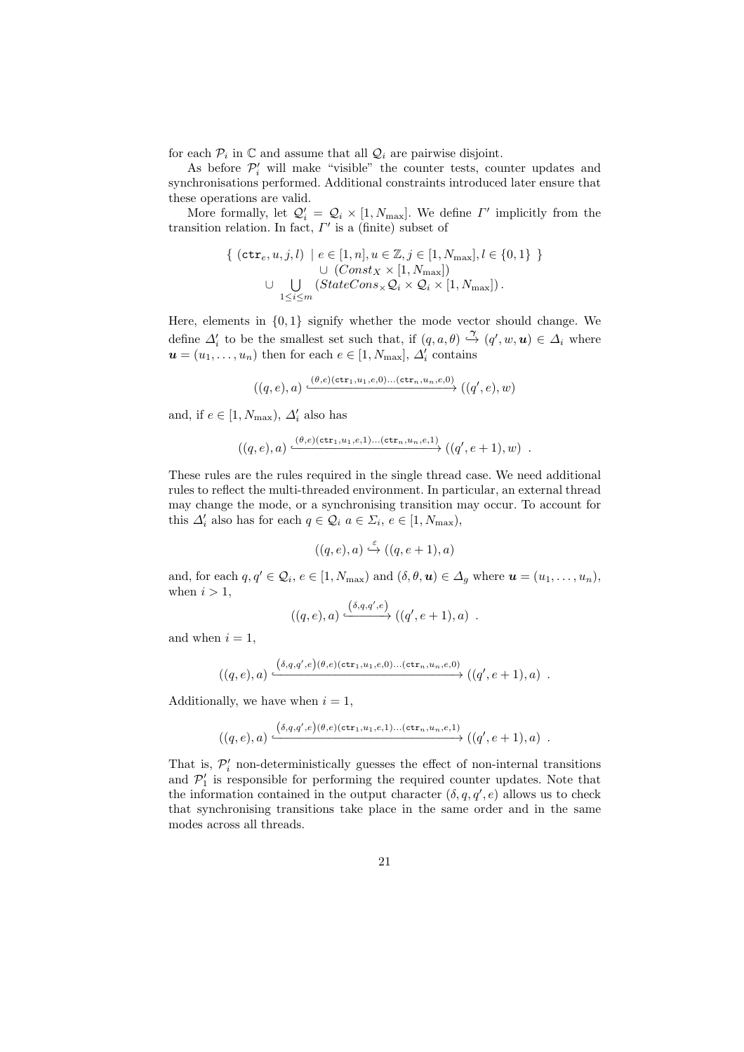for each $\mathcal{P}_i$ in $\mathbb{C}$ and assume that all $\mathcal{Q}_i$ are pairwise disjoint.

As before $\mathcal{P}'_i$ will make "visible" the counter tests, counter updates and synchronisations performed. Additional constraints introduced later ensure that these operations are valid.

More formally, let $\mathcal{Q}'_i = \mathcal{Q}_i \times [1, N_{\max}]$. We define $\Gamma'$ implicitly from the transition relation. In fact, $\Gamma'$ is a (finite) subset of

$$\begin{aligned}\{\ (\mathtt{ctr}_e, u, j, l)\ \mid e \in [1,n], u \in \mathbb{Z}, j \in [1, N_{\max}], l \in \{0,1\}\ \}\\ \cup\ (Const_X \times [1, N_{\max}])\\ \cup \bigcup_{1 \leq i \leq m} (StateCons_{\times} \mathcal{Q}_i \times \mathcal{Q}_i \times [1, N_{\max}])\,.\end{aligned}$$

Here, elements in $\{0,1\}$ signify whether the mode vector should change. We define $\Delta'_i$ to be the smallest set such that, if $(q, a, \theta) \overset{\gamma}{\hookrightarrow} (q', w, \boldsymbol{u}) \in \Delta_i$ where $\boldsymbol{u} = (u_1, \ldots, u_n)$ then for each $e \in [1, N_{\max}]$, $\Delta'_i$ contains

$$((q, e), a) \xhookrightarrow{(\theta,e)(\mathtt{ctr}_1,u_1,e,0)\ldots(\mathtt{ctr}_n,u_n,e,0)} ((q', e), w)$$

and, if $e \in [1, N_{\max})$, $\Delta'_i$ also has

$$((q, e), a) \xhookrightarrow{(\theta,e)(\mathtt{ctr}_1,u_1,e,1)\ldots(\mathtt{ctr}_n,u_n,e,1)} ((q', e+1), w)\ \ .$$

These rules are the rules required in the single thread case. We need additional rules to reflect the multi-threaded environment. In particular, an external thread may change the mode, or a synchronising transition may occur. To account for this $\Delta'_i$ also has for each $q \in \mathcal{Q}_i$ $a \in \Sigma_i$, $e \in [1, N_{\max})$,

$$((q, e), a) \overset{\varepsilon}{\hookrightarrow} ((q, e+1), a)$$

and, for each $q, q' \in \mathcal{Q}_i$, $e \in [1, N_{\max})$ and $(\delta, \theta, \boldsymbol{u}) \in \Delta_g$ where $\boldsymbol{u} = (u_1, \ldots, u_n)$, when $i > 1$,

$$((q, e), a) \xhookrightarrow{(\delta,q,q',e)} ((q', e+1), a)\ \ .$$

and when $i = 1$,

$$((q, e), a) \xhookrightarrow{(\delta,q,q',e)(\theta,e)(\mathtt{ctr}_1,u_1,e,0)\ldots(\mathtt{ctr}_n,u_n,e,0)} ((q', e+1), a)\ \ .$$

Additionally, we have when $i = 1$,

$$((q, e), a) \xhookrightarrow{(\delta,q,q',e)(\theta,e)(\mathtt{ctr}_1,u_1,e,1)\ldots(\mathtt{ctr}_n,u_n,e,1)} ((q', e+1), a)\ \ .$$

That is, $\mathcal{P}'_i$ non-deterministically guesses the effect of non-internal transitions and $\mathcal{P}'_1$ is responsible for performing the required counter updates. Note that the information contained in the output character $(\delta, q, q', e)$ allows us to check that synchronising transitions take place in the same order and in the same modes across all threads.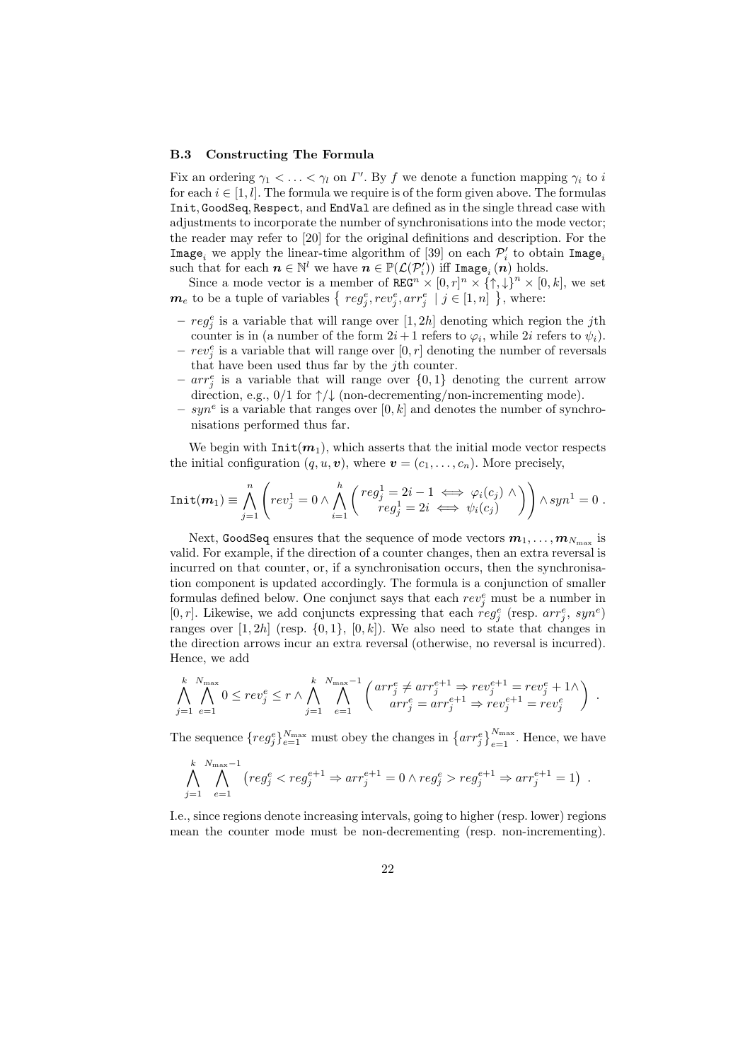### B.3 Constructing The Formula

Fix an ordering $\gamma_1 < \ldots < \gamma_l$ on $\Gamma'$. By $f$ we denote a function mapping $\gamma_i$ to $i$ for each $i \in [1, l]$. The formula we require is of the form given above. The formulas `Init`, `GoodSeq`, `Respect`, and `EndVal` are defined as in the single thread case with adjustments to incorporate the number of synchronisations into the mode vector; the reader may refer to [20] for the original definitions and description. For the $\mathtt{Image}_i$ we apply the linear-time algorithm of [39] on each $\mathcal{P}'_i$ to obtain $\mathtt{Image}_i$ such that for each $\boldsymbol{n} \in \mathbb{N}^l$ we have $\boldsymbol{n} \in \mathbb{P}(\mathcal{L}(\mathcal{P}'_i))$ iff $\mathtt{Image}_i(\boldsymbol{n})$ holds.

Since a mode vector is a member of $\mathtt{REG}^n \times [0, r]^n \times \{\uparrow, \downarrow\}^n \times [0, k]$, we set $\boldsymbol{m}_e$ to be a tuple of variables $\{\ reg_j^e, rev_j^e, arr_j^e \mid j \in [1, n]\ \}$, where:

- $reg_j^e$ is a variable that will range over $[1, 2h]$ denoting which region the $j$th counter is in (a number of the form $2i + 1$ refers to $\varphi_i$, while $2i$ refers to $\psi_i$).
- $rev_j^e$ is a variable that will range over $[0, r]$ denoting the number of reversals that have been used thus far by the $j$th counter.
- $arr_j^e$ is a variable that will range over $\{0, 1\}$ denoting the current arrow direction, e.g., $0/1$ for $\uparrow/\downarrow$ (non-decrementing/non-incrementing mode).
- $syn^e$ is a variable that ranges over $[0, k]$ and denotes the number of synchronisations performed thus far.

We begin with $\mathtt{Init}(\boldsymbol{m}_1)$, which asserts that the initial mode vector respects the initial configuration $(q, u, \boldsymbol{v})$, where $\boldsymbol{v} = (c_1, \ldots, c_n)$. More precisely,

$$\mathtt{Init}(\boldsymbol{m}_1) \equiv \bigwedge_{j=1}^{n} \left( rev_j^1 = 0 \wedge \bigwedge_{i=1}^{h} \begin{pmatrix} reg_j^1 = 2i - 1 \iff \varphi_i(c_j) \ \wedge \\ reg_j^1 = 2i \iff \psi_i(c_j) \end{pmatrix} \right) \wedge syn^1 = 0 \ .$$

Next, `GoodSeq` ensures that the sequence of mode vectors $\boldsymbol{m}_1, \ldots, \boldsymbol{m}_{N_{\max}}$ is valid. For example, if the direction of a counter changes, then an extra reversal is incurred on that counter, or, if a synchronisation occurs, then the synchronisation component is updated accordingly. The formula is a conjunction of smaller formulas defined below. One conjunct says that each $rev_j^e$ must be a number in $[0, r]$. Likewise, we add conjuncts expressing that each $reg_j^e$ (resp. $arr_j^e$, $syn^e$) ranges over $[1, 2h]$ (resp. $\{0, 1\}$, $[0, k]$). We also need to state that changes in the direction arrows incur an extra reversal (otherwise, no reversal is incurred). Hence, we add

$$\bigwedge_{j=1}^{k} \bigwedge_{e=1}^{N_{\max}} 0 \leq rev_j^e \leq r \wedge \bigwedge_{j=1}^{k} \bigwedge_{e=1}^{N_{\max}-1} \begin{pmatrix} arr_j^e \neq arr_j^{e+1} \Rightarrow rev_j^{e+1} = rev_j^e + 1 \wedge \\ arr_j^e = arr_j^{e+1} \Rightarrow rev_j^{e+1} = rev_j^e \end{pmatrix} \ .$$

The sequence $\{reg_j^e\}_{e=1}^{N_{\max}}$ must obey the changes in $\{arr_j^e\}_{e=1}^{N_{\max}}$. Hence, we have

$$\bigwedge_{j=1}^{k} \bigwedge_{e=1}^{N_{\max}-1} \left( reg_j^e < reg_j^{e+1} \Rightarrow arr_j^{e+1} = 0 \wedge reg_j^e > reg_j^{e+1} \Rightarrow arr_j^{e+1} = 1 \right) \ .$$

I.e., since regions denote increasing intervals, going to higher (resp. lower) regions mean the counter mode must be non-decrementing (resp. non-incrementing).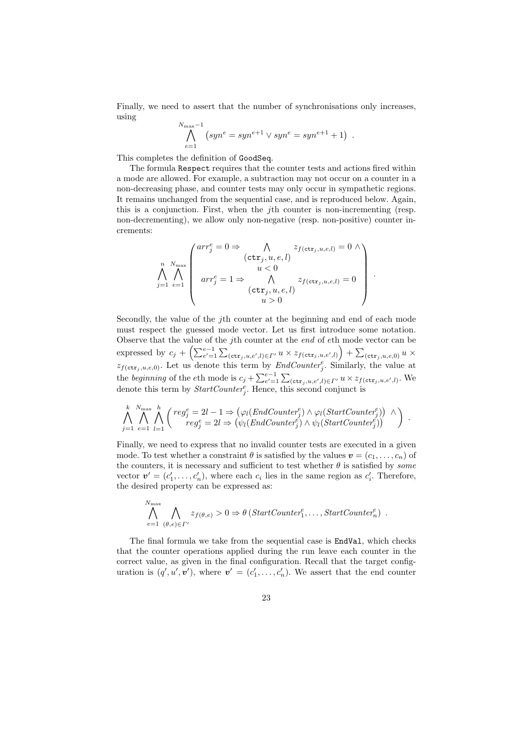Finally, we need to assert that the number of synchronisations only increases, using

$$\bigwedge_{e=1}^{N_{\max}-1} \left( syn^e = syn^{e+1} \vee syn^e = syn^{e+1} + 1 \right) \ .$$

This completes the definition of `GoodSeq`.

The formula `Respect` requires that the counter tests and actions fired within a mode are allowed. For example, a subtraction may not occur on a counter in a non-decreasing phase, and counter tests may only occur in sympathetic regions. It remains unchanged from the sequential case, and is reproduced below. Again, this is a conjunction. First, when the $j$th counter is non-incrementing (resp. non-decrementing), we allow only non-negative (resp. non-positive) counter increments:

$$\bigwedge_{j=1}^{n} \bigwedge_{e=1}^{N_{\max}} \left( \begin{array}{c} arr_j^e = 0 \Rightarrow \displaystyle\bigwedge_{\substack{(\mathtt{ctr}_j, u, e, l) \\ u < 0}} z_{f(\mathtt{ctr}_j, u, e, l)} = 0 \ \wedge \\ arr_j^e = 1 \Rightarrow \displaystyle\bigwedge_{\substack{(\mathtt{ctr}_j, u, e, l) \\ u > 0}} z_{f(\mathtt{ctr}_j, u, e, l)} = 0 \end{array} \right) \ .$$

Secondly, the value of the $j$th counter at the beginning and end of each mode must respect the guessed mode vector. Let us first introduce some notation. Observe that the value of the $j$th counter at the *end* of $e$th mode vector can be expressed by $c_j + \left( \sum_{e'=1}^{e-1} \sum_{(\mathtt{ctr}_j, u, e', l) \in \Gamma'} u \times z_{f(\mathtt{ctr}_j, u, e', l)} \right) + \sum_{(\mathtt{ctr}_j, u, e, 0)} u \times z_{f(\mathtt{ctr}_j, u, e, 0)}$. Let us denote this term by $EndCounter_j^e$. Similarly, the value at the *beginning* of the $e$th mode is $c_j + \sum_{e'=1}^{e-1} \sum_{(\mathtt{ctr}_j, u, e', l) \in \Gamma'} u \times z_{f(\mathtt{ctr}_j, u, e', l)}$. We denote this term by $StartCounter_j^e$. Hence, this second conjunct is

$$\bigwedge_{j=1}^{k} \bigwedge_{e=1}^{N_{\max}} \bigwedge_{l=1}^{h} \left( \begin{array}{c} reg_j^e = 2l - 1 \Rightarrow \left( \varphi_l(EndCounter_j^e) \wedge \varphi_l(StartCounter_j^e) \right) \ \wedge \\ reg_j^e = 2l \Rightarrow \left( \psi_l(EndCounter_j^e) \wedge \psi_l(StartCounter_j^e) \right) \end{array} \right) \ .$$

Finally, we need to express that no invalid counter tests are executed in a given mode. To test whether a constraint $\theta$ is satisfied by the values $\boldsymbol{v} = (c_1, \ldots, c_n)$ of the counters, it is necessary and sufficient to test whether $\theta$ is satisfied by *some* vector $\boldsymbol{v}' = (c'_1, \ldots, c'_n)$, where each $c_i$ lies in the same region as $c'_i$. Therefore, the desired property can be expressed as:

$$\bigwedge_{e=1}^{N_{\max}} \bigwedge_{(\theta, e) \in \Gamma'} z_{f(\theta, e)} > 0 \Rightarrow \theta \left( StartCounter_1^e, \ldots, StartCounter_n^e \right) \ .$$

The final formula we take from the sequential case is `EndVal`, which checks that the counter operations applied during the run leave each counter in the correct value, as given in the final configuration. Recall that the target configuration is $(q', u', \boldsymbol{v}')$, where $\boldsymbol{v}' = (c'_1, \ldots, c'_n)$. We assert that the end counter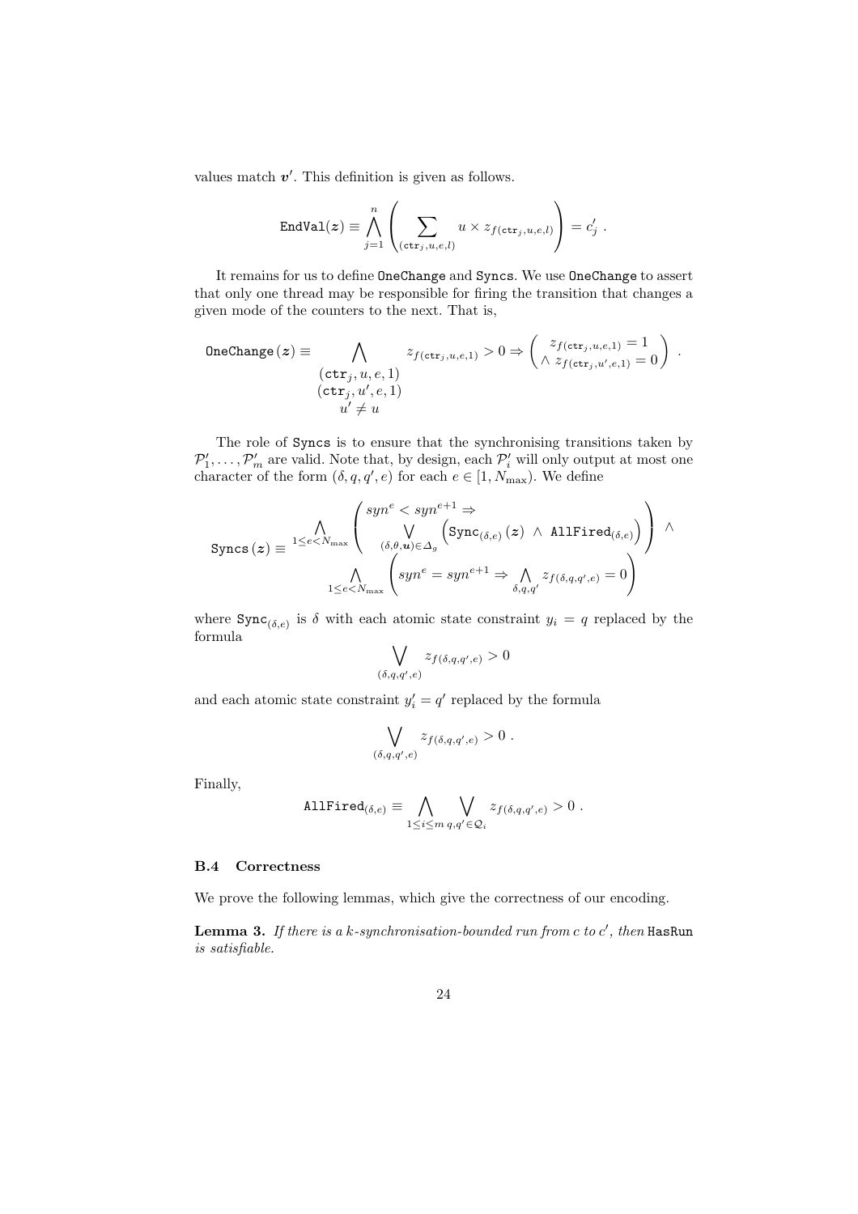values match $\boldsymbol{v}'$. This definition is given as follows.

$$\texttt{EndVal}(\boldsymbol{z}) \equiv \bigwedge_{j=1}^{n} \left( \sum_{(\texttt{ctr}_j, u, e, l)} u \times z_{f(\texttt{ctr}_j, u, e, l)} \right) = c'_j \ .$$

It remains for us to define $\texttt{OneChange}$ and $\texttt{Syncs}$. We use $\texttt{OneChange}$ to assert that only one thread may be responsible for firing the transition that changes a given mode of the counters to the next. That is,

$$\texttt{OneChange}\,(\boldsymbol{z}) \equiv \bigwedge_{\substack{(\texttt{ctr}_j, u, e, 1) \\ (\texttt{ctr}_j, u', e, 1) \\ u' \neq u}} z_{f(\texttt{ctr}_j, u, e, 1)} > 0 \Rightarrow \begin{pmatrix} z_{f(\texttt{ctr}_j, u, e, 1)} = 1 \\ \wedge\ z_{f(\texttt{ctr}_j, u', e, 1)} = 0 \end{pmatrix} \ .$$

The role of $\texttt{Syncs}$ is to ensure that the synchronising transitions taken by $\mathcal{P}'_1, \ldots, \mathcal{P}'_m$ are valid. Note that, by design, each $\mathcal{P}'_i$ will only output at most one character of the form $(\delta, q, q', e)$ for each $e \in [1, N_{\max})$. We define

$$\texttt{Syncs}\,(\boldsymbol{z}) \equiv \begin{array}{c} \displaystyle\bigwedge_{1 \leq e < N_{\max}} \left( \begin{array}{c} syn^e < syn^{e+1} \Rightarrow \\ \displaystyle\bigvee_{(\delta, \theta, \boldsymbol{u}) \in \Delta_g} \Big( \texttt{Sync}_{(\delta, e)}\,(\boldsymbol{z}) \ \wedge\ \texttt{AllFired}_{(\delta, e)} \Big) \end{array} \right) \ \wedge \\ \displaystyle\bigwedge_{1 \leq e < N_{\max}} \left( syn^e = syn^{e+1} \Rightarrow \bigwedge_{\delta, q, q'} z_{f(\delta, q, q', e)} = 0 \right) \end{array}$$

where $\texttt{Sync}_{(\delta, e)}$ is $\delta$ with each atomic state constraint $y_i = q$ replaced by the formula

$$\bigvee_{(\delta, q, q', e)} z_{f(\delta, q, q', e)} > 0$$

and each atomic state constraint $y'_i = q'$ replaced by the formula

$$\bigvee_{(\delta, q, q', e)} z_{f(\delta, q, q', e)} > 0 \ .$$

Finally,

$$\texttt{AllFired}_{(\delta, e)} \equiv \bigwedge_{1 \leq i \leq m} \ \bigvee_{q, q' \in \mathcal{Q}_i} z_{f(\delta, q, q', e)} > 0 \ .$$

### B.4 Correctness

We prove the following lemmas, which give the correctness of our encoding.

**Lemma 3.** *If there is a $k$-synchronisation-bounded run from $c$ to $c'$, then* $\texttt{HasRun}$ *is satisfiable.*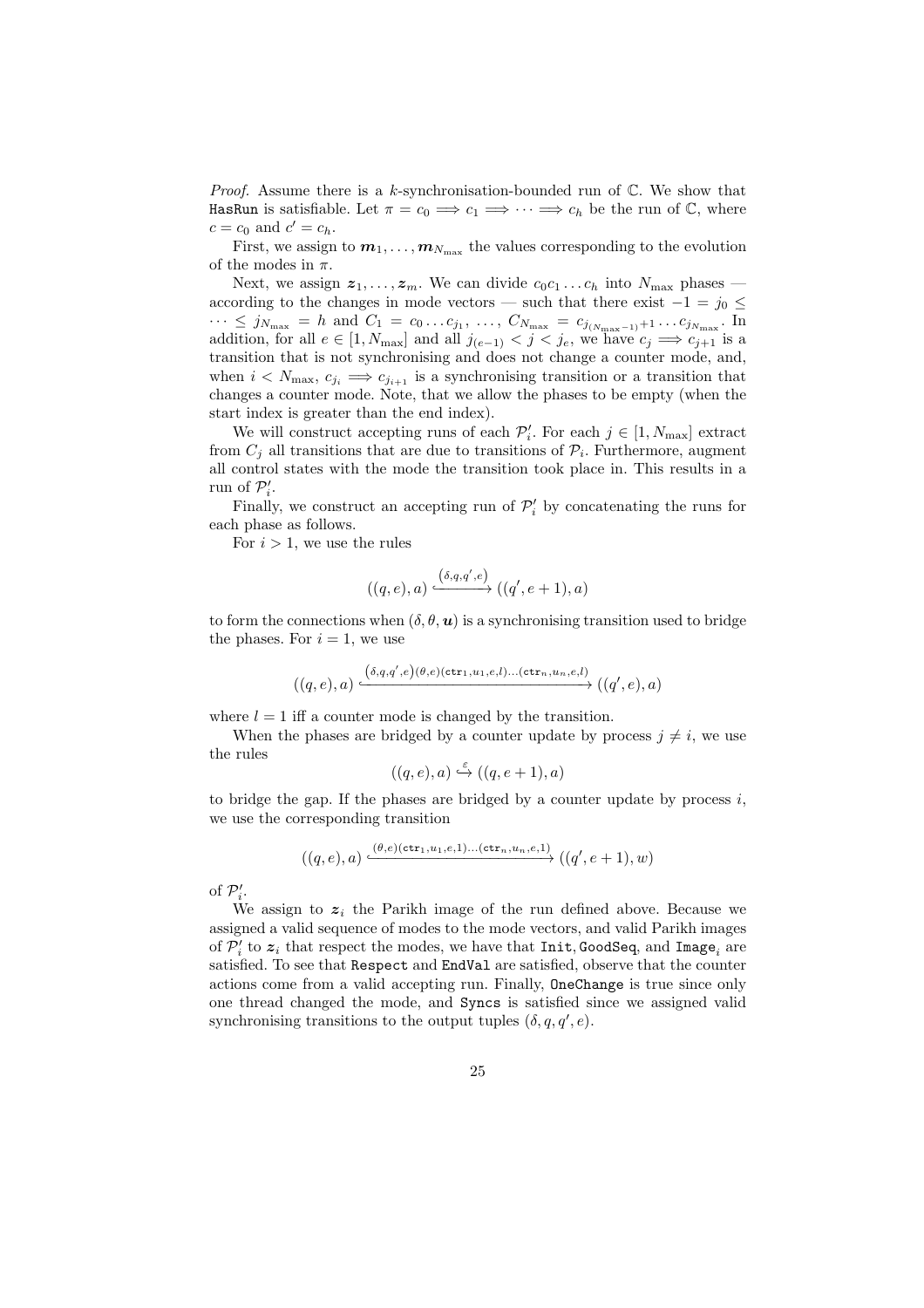*Proof.* Assume there is a $k$-synchronisation-bounded run of $\mathbb{C}$. We show that `HasRun` is satisfiable. Let $\pi = c_0 \Longrightarrow c_1 \Longrightarrow \cdots \Longrightarrow c_h$ be the run of $\mathbb{C}$, where $c = c_0$ and $c' = c_h$.

First, we assign to $\boldsymbol{m}_1, \ldots, \boldsymbol{m}_{N_{\max}}$ the values corresponding to the evolution of the modes in $\pi$.

Next, we assign $\boldsymbol{z}_1, \ldots, \boldsymbol{z}_m$. We can divide $c_0 c_1 \ldots c_h$ into $N_{\max}$ phases — according to the changes in mode vectors — such that there exist $-1 = j_0 \leq \cdots \leq j_{N_{\max}} = h$ and $C_1 = c_0 \ldots c_{j_1}, \ldots, C_{N_{\max}} = c_{j_{(N_{\max}-1)}+1} \ldots c_{j_{N_{\max}}}$. In addition, for all $e \in [1, N_{\max}]$ and all $j_{(e-1)} < j < j_e$, we have $c_j \Longrightarrow c_{j+1}$ is a transition that is not synchronising and does not change a counter mode, and, when $i < N_{\max}$, $c_{j_i} \Longrightarrow c_{j_{i+1}}$ is a synchronising transition or a transition that changes a counter mode. Note, that we allow the phases to be empty (when the start index is greater than the end index).

We will construct accepting runs of each $\mathcal{P}'_i$. For each $j \in [1, N_{\max}]$ extract from $C_j$ all transitions that are due to transitions of $\mathcal{P}_i$. Furthermore, augment all control states with the mode the transition took place in. This results in a run of $\mathcal{P}'_i$.

Finally, we construct an accepting run of $\mathcal{P}'_i$ by concatenating the runs for each phase as follows.

For $i > 1$, we use the rules

$$((q, e), a) \xhookrightarrow{(\delta, q, q', e)} ((q', e+1), a)$$

to form the connections when $(\delta, \theta, \boldsymbol{u})$ is a synchronising transition used to bridge the phases. For $i = 1$, we use

$$((q, e), a) \xhookrightarrow{(\delta, q, q', e)(\theta, e)(\mathtt{ctr}_1, u_1, e, l) \ldots (\mathtt{ctr}_n, u_n, e, l)} ((q', e), a)$$

where $l = 1$ iff a counter mode is changed by the transition.

When the phases are bridged by a counter update by process $j \neq i$, we use the rules

$$((q, e), a) \xhookrightarrow{\varepsilon} ((q, e+1), a)$$

to bridge the gap. If the phases are bridged by a counter update by process $i$, we use the corresponding transition

$$((q, e), a) \xhookrightarrow{(\theta, e)(\mathtt{ctr}_1, u_1, e, 1) \ldots (\mathtt{ctr}_n, u_n, e, 1)} ((q', e+1), w)$$

of $\mathcal{P}'_i$.

We assign to $\boldsymbol{z}_i$ the Parikh image of the run defined above. Because we assigned a valid sequence of modes to the mode vectors, and valid Parikh images of $\mathcal{P}'_i$ to $\boldsymbol{z}_i$ that respect the modes, we have that `Init`, `GoodSeq`, and $\mathtt{Image}_i$ are satisfied. To see that `Respect` and `EndVal` are satisfied, observe that the counter actions come from a valid accepting run. Finally, `OneChange` is true since only one thread changed the mode, and `Syncs` is satisfied since we assigned valid synchronising transitions to the output tuples $(\delta, q, q', e)$.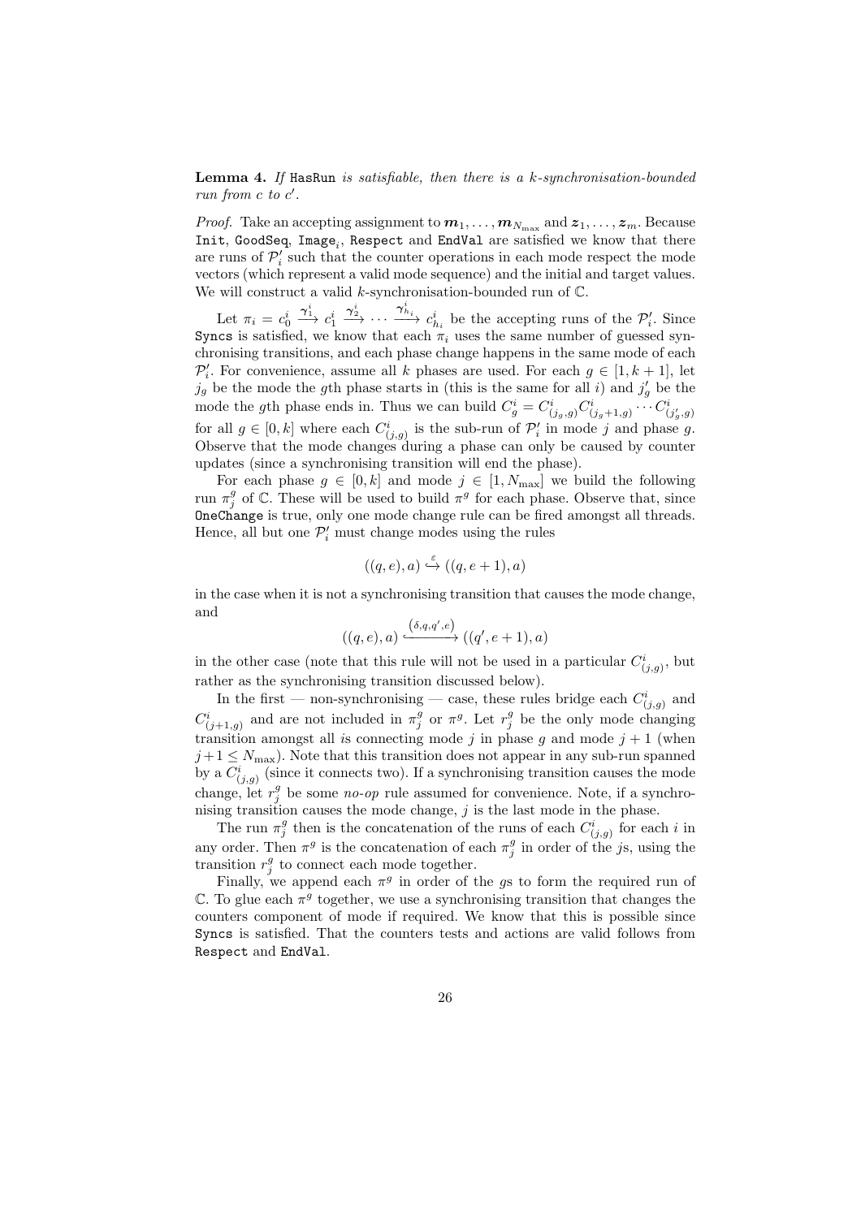**Lemma 4.** *If* `HasRun` *is satisfiable, then there is a $k$-synchronisation-bounded run from $c$ to $c'$.*

*Proof.* Take an accepting assignment to $\boldsymbol{m}_1, \ldots, \boldsymbol{m}_{N_{\max}}$ and $\boldsymbol{z}_1, \ldots, \boldsymbol{z}_m$. Because `Init`, `GoodSeq`, $\texttt{Image}_i$, `Respect` and `EndVal` are satisfied we know that there are runs of $\mathcal{P}'_i$ such that the counter operations in each mode respect the mode vectors (which represent a valid mode sequence) and the initial and target values. We will construct a valid $k$-synchronisation-bounded run of $\mathbb{C}$.

Let $\pi_i = c^i_0 \xrightarrow{\gamma^i_1} c^i_1 \xrightarrow{\gamma^i_2} \cdots \xrightarrow{\gamma^i_{h_i}} c^i_{h_i}$ be the accepting runs of the $\mathcal{P}'_i$. Since `Syncs` is satisfied, we know that each $\pi_i$ uses the same number of guessed synchronising transitions, and each phase change happens in the same mode of each $\mathcal{P}'_i$. For convenience, assume all $k$ phases are used. For each $g \in [1, k+1]$, let $j_g$ be the mode the $g$th phase starts in (this is the same for all $i$) and $j'_g$ be the mode the $g$th phase ends in. Thus we can build $C^i_g = C^i_{(j_g, g)} C^i_{(j_g+1, g)} \cdots C^i_{(j'_g, g)}$ for all $g \in [0, k]$ where each $C^i_{(j,g)}$ is the sub-run of $\mathcal{P}'_i$ in mode $j$ and phase $g$. Observe that the mode changes during a phase can only be caused by counter updates (since a synchronising transition will end the phase).

For each phase $g \in [0, k]$ and mode $j \in [1, N_{\max}]$ we build the following run $\pi^g_j$ of $\mathbb{C}$. These will be used to build $\pi^g$ for each phase. Observe that, since `OneChange` is true, only one mode change rule can be fired amongst all threads. Hence, all but one $\mathcal{P}'_i$ must change modes using the rules

$$((q, e), a) \stackrel{\varepsilon}{\hookrightarrow} ((q, e+1), a)$$

in the case when it is not a synchronising transition that causes the mode change, and

$$((q, e), a) \xhookrightarrow{(\delta, q, q', e)} ((q', e+1), a)$$

in the other case (note that this rule will not be used in a particular $C^i_{(j,g)}$, but rather as the synchronising transition discussed below).

In the first — non-synchronising — case, these rules bridge each $C^i_{(j,g)}$ and $C^i_{(j+1,g)}$ and are not included in $\pi^g_j$ or $\pi^g$. Let $r^g_j$ be the only mode changing transition amongst all $i$s connecting mode $j$ in phase $g$ and mode $j+1$ (when $j+1 \leq N_{\max}$). Note that this transition does not appear in any sub-run spanned by a $C^i_{(j,g)}$ (since it connects two). If a synchronising transition causes the mode change, let $r^g_j$ be some *no-op* rule assumed for convenience. Note, if a synchronising transition causes the mode change, $j$ is the last mode in the phase.

The run $\pi^g_j$ then is the concatenation of the runs of each $C^i_{(j,g)}$ for each $i$ in any order. Then $\pi^g$ is the concatenation of each $\pi^g_j$ in order of the $j$s, using the transition $r^g_j$ to connect each mode together.

Finally, we append each $\pi^g$ in order of the $g$s to form the required run of $\mathbb{C}$. To glue each $\pi^g$ together, we use a synchronising transition that changes the counters component of mode if required. We know that this is possible since `Syncs` is satisfied. That the counters tests and actions are valid follows from `Respect` and `EndVal`.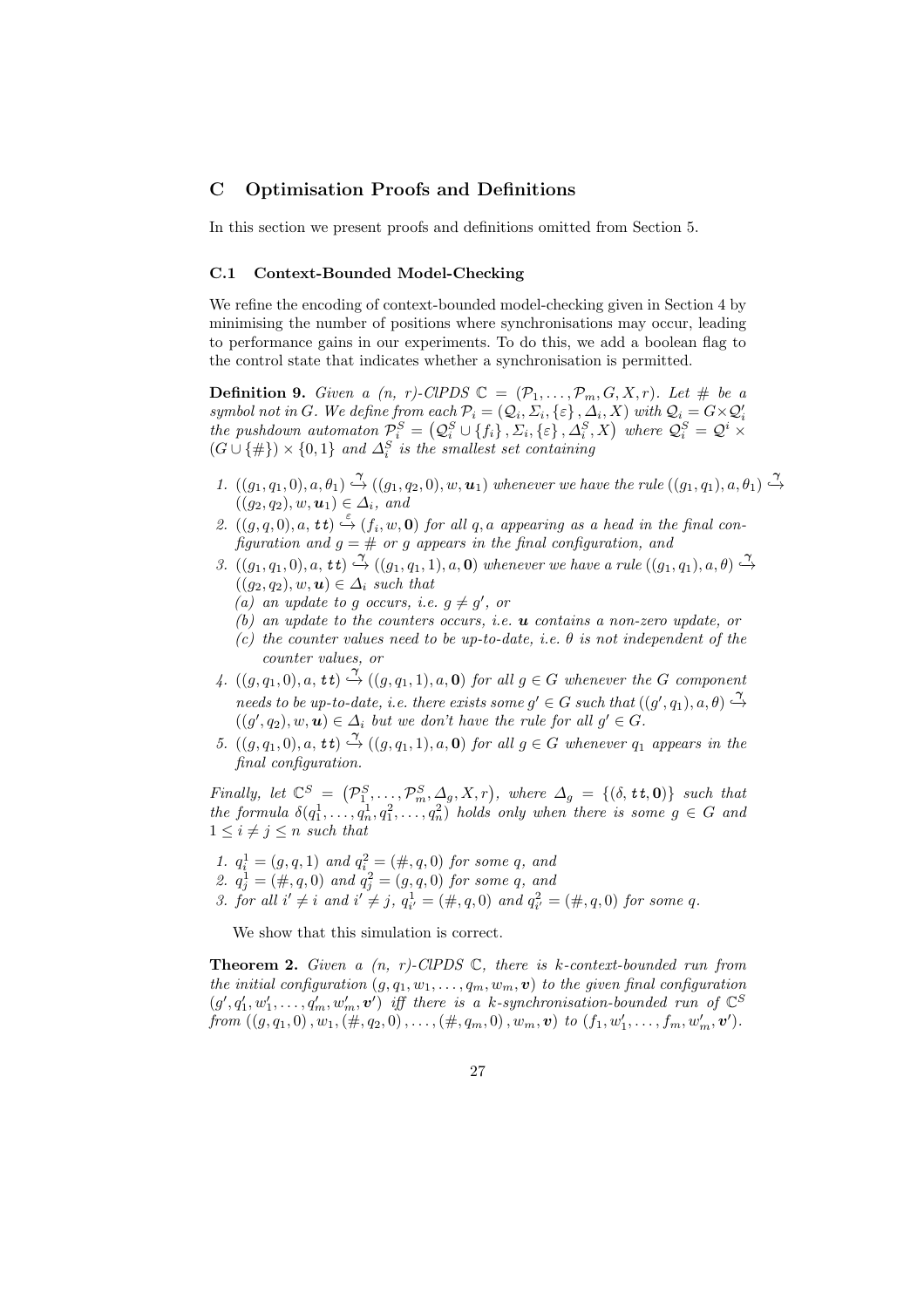## C Optimisation Proofs and Definitions

In this section we present proofs and definitions omitted from Section 5.

### C.1 Context-Bounded Model-Checking

We refine the encoding of context-bounded model-checking given in Section 4 by minimising the number of positions where synchronisations may occur, leading to performance gains in our experiments. To do this, we add a boolean flag to the control state that indicates whether a synchronisation is permitted.

**Definition 9.** *Given a (n, r)-ClPDS $\mathbb{C} = (\mathcal{P}_1, \ldots, \mathcal{P}_m, G, X, r)$. Let $\#$ be a symbol not in $G$. We define from each $\mathcal{P}_i = (\mathcal{Q}_i, \Sigma_i, \{\varepsilon\}, \Delta_i, X)$ with $\mathcal{Q}_i = G \times \mathcal{Q}'_i$ the pushdown automaton $\mathcal{P}^S_i = \left(\mathcal{Q}^S_i \cup \{f_i\}, \Sigma_i, \{\varepsilon\}, \Delta^S_i, X\right)$ where $\mathcal{Q}^S_i = \mathcal{Q}^i \times (G \cup \{\#\}) \times \{0, 1\}$ and $\Delta^S_i$ is the smallest set containing*

1. *$((g_1, q_1, 0), a, \theta_1) \overset{\gamma}{\hookrightarrow} ((g_1, q_2, 0), w, \boldsymbol{u}_1)$ whenever we have the rule $((g_1, q_1), a, \theta_1) \overset{\gamma}{\hookrightarrow} ((g_2, q_2), w, \boldsymbol{u}_1) \in \Delta_i$, and*
2. *$((g, q, 0), a, \mathtt{tt}) \overset{\varepsilon}{\hookrightarrow} (f_i, w, \mathbf{0})$ for all $q, a$ appearing as a head in the final configuration and $g = \#$ or $g$ appears in the final configuration, and*
3. *$((g_1, q_1, 0), a, \mathtt{tt}) \overset{\gamma}{\hookrightarrow} ((g_1, q_1, 1), a, \mathbf{0})$ whenever we have a rule $((g_1, q_1), a, \theta) \overset{\gamma}{\hookrightarrow} ((g_2, q_2), w, \boldsymbol{u}) \in \Delta_i$ such that*
   *(a) an update to $g$ occurs, i.e. $g \neq g'$, or*
   *(b) an update to the counters occurs, i.e. $\boldsymbol{u}$ contains a non-zero update, or*
   *(c) the counter values need to be up-to-date, i.e. $\theta$ is not independent of the counter values, or*
4. *$((g, q_1, 0), a, \mathtt{tt}) \overset{\gamma}{\hookrightarrow} ((g, q_1, 1), a, \mathbf{0})$ for all $g \in G$ whenever the $G$ component needs to be up-to-date, i.e. there exists some $g' \in G$ such that $((g', q_1), a, \theta) \overset{\gamma}{\hookrightarrow} ((g', q_2), w, \boldsymbol{u}) \in \Delta_i$ but we don't have the rule for all $g' \in G$.*
5. *$((g, q_1, 0), a, \mathtt{tt}) \overset{\gamma}{\hookrightarrow} ((g, q_1, 1), a, \mathbf{0})$ for all $g \in G$ whenever $q_1$ appears in the final configuration.*

*Finally, let $\mathbb{C}^S = \left(\mathcal{P}^S_1, \ldots, \mathcal{P}^S_m, \Delta_g, X, r\right)$, where $\Delta_g = \{(\delta, \mathtt{tt}, \mathbf{0})\}$ such that the formula $\delta(q^1_1, \ldots, q^1_n, q^2_1, \ldots, q^2_n)$ holds only when there is some $g \in G$ and $1 \leq i \neq j \leq n$ such that*

1. *$q^1_i = (g, q, 1)$ and $q^2_i = (\#, q, 0)$ for some $q$, and*
2. *$q^1_j = (\#, q, 0)$ and $q^2_j = (g, q, 0)$ for some $q$, and*
3. *for all $i' \neq i$ and $i' \neq j$, $q^1_{i'} = (\#, q, 0)$ and $q^2_{i'} = (\#, q, 0)$ for some $q$.*

We show that this simulation is correct.

**Theorem 2.** *Given a (n, r)-ClPDS $\mathbb{C}$, there is k-context-bounded run from the initial configuration $(g, q_1, w_1, \ldots, q_m, w_m, \boldsymbol{v})$ to the given final configuration $(g', q'_1, w'_1, \ldots, q'_m, w'_m, \boldsymbol{v}')$ iff there is a k-synchronisation-bounded run of $\mathbb{C}^S$ from $((g, q_1, 0), w_1, (\#, q_2, 0), \ldots, (\#, q_m, 0), w_m, \boldsymbol{v})$ to $(f_1, w'_1, \ldots, f_m, w'_m, \boldsymbol{v}')$.*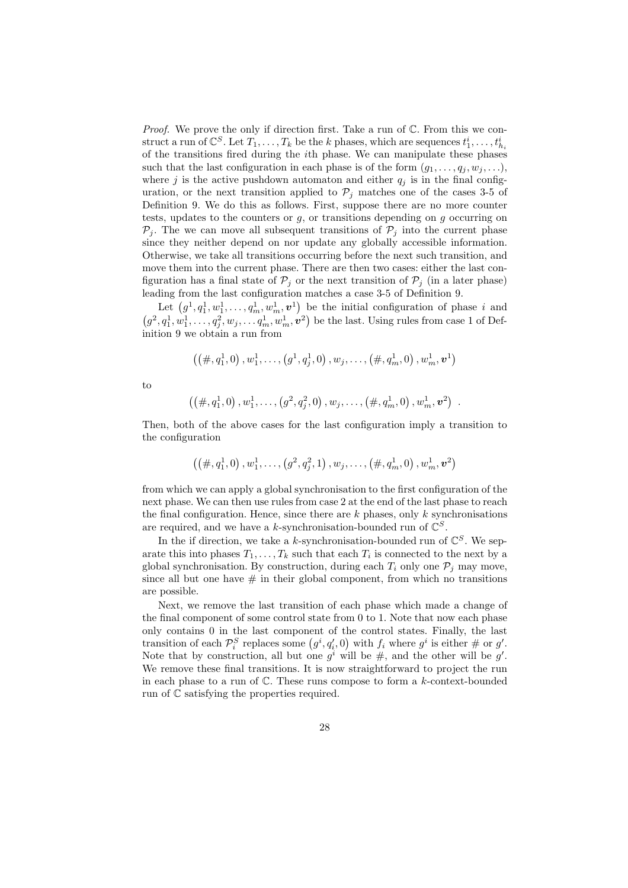*Proof.* We prove the only if direction first. Take a run of $\mathbb{C}$. From this we construct a run of $\mathbb{C}^S$. Let $T_1, \ldots, T_k$ be the $k$ phases, which are sequences $t^i_1, \ldots, t^i_{h_i}$ of the transitions fired during the $i$th phase. We can manipulate these phases such that the last configuration in each phase is of the form $(g_1, \ldots, q_j, w_j, \ldots)$, where $j$ is the active pushdown automaton and either $q_j$ is in the final configuration, or the next transition applied to $\mathcal{P}_j$ matches one of the cases 3-5 of Definition 9. We do this as follows. First, suppose there are no more counter tests, updates to the counters or $g$, or transitions depending on $g$ occurring on $\mathcal{P}_j$. The we can move all subsequent transitions of $\mathcal{P}_j$ into the current phase since they neither depend on nor update any globally accessible information. Otherwise, we take all transitions occurring before the next such transition, and move them into the current phase. There are then two cases: either the last configuration has a final state of $\mathcal{P}_j$ or the next transition of $\mathcal{P}_j$ (in a later phase) leading from the last configuration matches a case 3-5 of Definition 9.

Let $\left(g^1, q^1_1, w^1_1, \ldots, q^1_m, w^1_m, \boldsymbol{v}^1\right)$ be the initial configuration of phase $i$ and $\left(g^2, q^1_1, w^1_1, \ldots, q^2_j, w_j, \ldots q^1_m, w^1_m, \boldsymbol{v}^2\right)$ be the last. Using rules from case 1 of Definition 9 we obtain a run from

$$\left(\left(\#, q^1_1, 0\right), w^1_1, \ldots, \left(g^1, q^1_j, 0\right), w_j, \ldots, \left(\#, q^1_m, 0\right), w^1_m, \boldsymbol{v}^1\right)$$

to

$$\left(\left(\#, q^1_1, 0\right), w^1_1, \ldots, \left(g^2, q^2_j, 0\right), w_j, \ldots, \left(\#, q^1_m, 0\right), w^1_m, \boldsymbol{v}^2\right) \ .$$

Then, both of the above cases for the last configuration imply a transition to the configuration

$$\left(\left(\#, q^1_1, 0\right), w^1_1, \ldots, \left(g^2, q^2_j, 1\right), w_j, \ldots, \left(\#, q^1_m, 0\right), w^1_m, \boldsymbol{v}^2\right)$$

from which we can apply a global synchronisation to the first configuration of the next phase. We can then use rules from case 2 at the end of the last phase to reach the final configuration. Hence, since there are $k$ phases, only $k$ synchronisations are required, and we have a $k$-synchronisation-bounded run of $\mathbb{C}^S$.

In the if direction, we take a $k$-synchronisation-bounded run of $\mathbb{C}^S$. We separate this into phases $T_1, \ldots, T_k$ such that each $T_i$ is connected to the next by a global synchronisation. By construction, during each $T_i$ only one $\mathcal{P}_j$ may move, since all but one have $\#$ in their global component, from which no transitions are possible.

Next, we remove the last transition of each phase which made a change of the final component of some control state from 0 to 1. Note that now each phase only contains 0 in the last component of the control states. Finally, the last transition of each $\mathcal{P}^S_i$ replaces some $\left(g^i, q'_i, 0\right)$ with $f_i$ where $g^i$ is either $\#$ or $g'$. Note that by construction, all but one $g^i$ will be $\#$, and the other will be $g'$. We remove these final transitions. It is now straightforward to project the run in each phase to a run of $\mathbb{C}$. These runs compose to form a $k$-context-bounded run of $\mathbb{C}$ satisfying the properties required.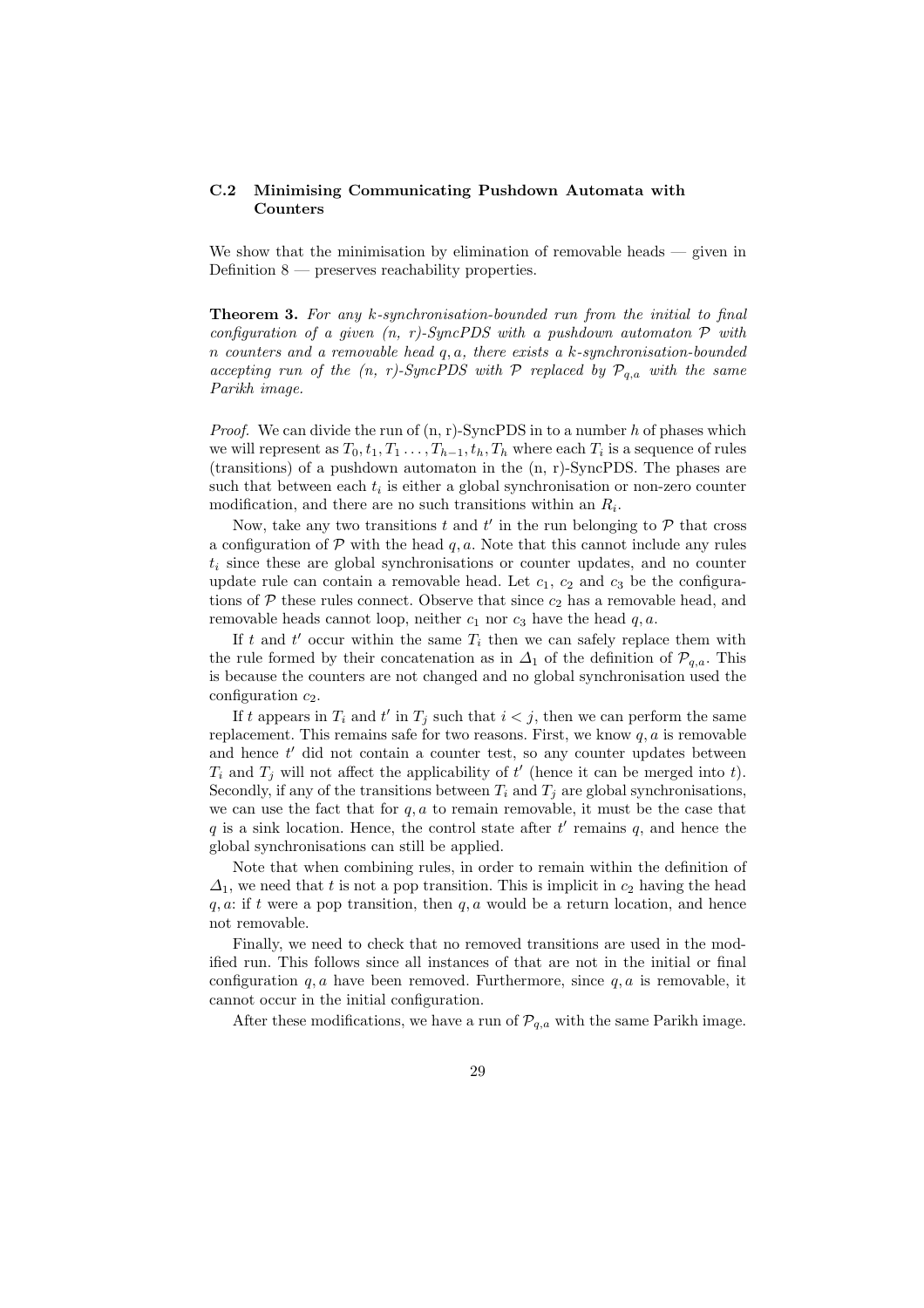### C.2 Minimising Communicating Pushdown Automata with Counters

We show that the minimisation by elimination of removable heads — given in Definition 8 — preserves reachability properties.

**Theorem 3.** *For any $k$-synchronisation-bounded run from the initial to final configuration of a given (n, r)-SyncPDS with a pushdown automaton $\mathcal{P}$ with $n$ counters and a removable head $q, a$, there exists a $k$-synchronisation-bounded accepting run of the (n, r)-SyncPDS with $\mathcal{P}$ replaced by $\mathcal{P}_{q,a}$ with the same Parikh image.*

*Proof.* We can divide the run of (n, r)-SyncPDS in to a number $h$ of phases which we will represent as $T_0, t_1, T_1 \ldots, T_{h-1}, t_h, T_h$ where each $T_i$ is a sequence of rules (transitions) of a pushdown automaton in the (n, r)-SyncPDS. The phases are such that between each $t_i$ is either a global synchronisation or non-zero counter modification, and there are no such transitions within an $R_i$.

Now, take any two transitions $t$ and $t'$ in the run belonging to $\mathcal{P}$ that cross a configuration of $\mathcal{P}$ with the head $q, a$. Note that this cannot include any rules $t_i$ since these are global synchronisations or counter updates, and no counter update rule can contain a removable head. Let $c_1$, $c_2$ and $c_3$ be the configurations of $\mathcal{P}$ these rules connect. Observe that since $c_2$ has a removable head, and removable heads cannot loop, neither $c_1$ nor $c_3$ have the head $q, a$.

If $t$ and $t'$ occur within the same $T_i$ then we can safely replace them with the rule formed by their concatenation as in $\Delta_1$ of the definition of $\mathcal{P}_{q,a}$. This is because the counters are not changed and no global synchronisation used the configuration $c_2$.

If $t$ appears in $T_i$ and $t'$ in $T_j$ such that $i < j$, then we can perform the same replacement. This remains safe for two reasons. First, we know $q, a$ is removable and hence $t'$ did not contain a counter test, so any counter updates between $T_i$ and $T_j$ will not affect the applicability of $t'$ (hence it can be merged into $t$). Secondly, if any of the transitions between $T_i$ and $T_j$ are global synchronisations, we can use the fact that for $q, a$ to remain removable, it must be the case that $q$ is a sink location. Hence, the control state after $t'$ remains $q$, and hence the global synchronisations can still be applied.

Note that when combining rules, in order to remain within the definition of $\Delta_1$, we need that $t$ is not a pop transition. This is implicit in $c_2$ having the head $q, a$: if $t$ were a pop transition, then $q, a$ would be a return location, and hence not removable.

Finally, we need to check that no removed transitions are used in the modified run. This follows since all instances of that are not in the initial or final configuration $q, a$ have been removed. Furthermore, since $q, a$ is removable, it cannot occur in the initial configuration.

After these modifications, we have a run of $\mathcal{P}_{q,a}$ with the same Parikh image.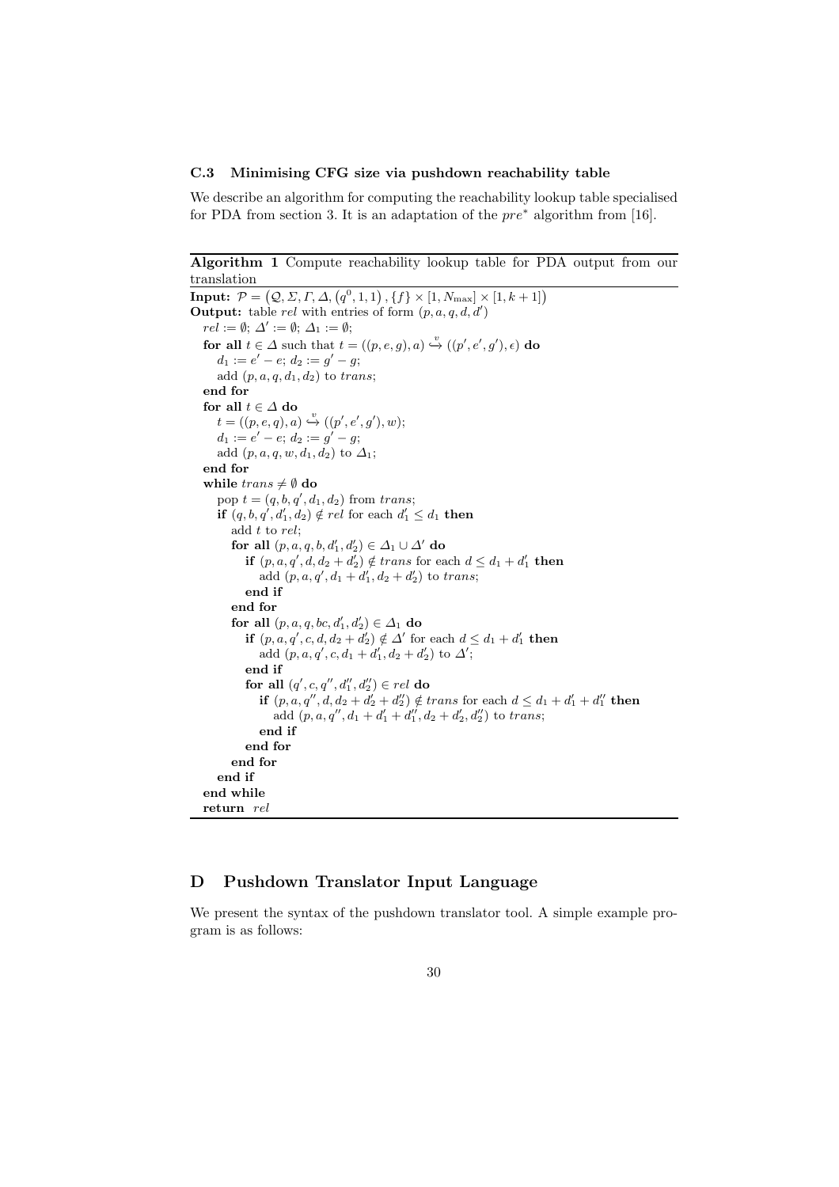### C.3 Minimising CFG size via pushdown reachability table

We describe an algorithm for computing the reachability lookup table specialised for PDA from section 3. It is an adaptation of the $pre^*$ algorithm from [16].

**Algorithm 1** Compute reachability lookup table for PDA output from our translation

**Input:** $\mathcal{P} = \left(\mathcal{Q}, \Sigma, \Gamma, \Delta, \left(q^0, 1, 1\right), \{f\} \times [1, N_{\max}] \times [1, k+1]\right)$
**Output:** table $rel$ with entries of form $(p, a, q, d, d')$

```
rel := ∅; Δ' := ∅; Δ_1 := ∅;
for all t ∈ Δ such that t = ((p, e, g), a) ↪^v ((p', e', g'), ε) do
    d_1 := e' − e; d_2 := g' − g;
    add (p, a, q, d_1, d_2) to trans;
end for
for all t ∈ Δ do
    t = ((p, e, q), a) ↪^v ((p', e', g'), w);
    d_1 := e' − e; d_2 := g' − g;
    add (p, a, q, w, d_1, d_2) to Δ_1;
end for
while trans ≠ ∅ do
    pop t = (q, b, q', d_1, d_2) from trans;
    if (q, b, q', d'_1, d_2) ∉ rel for each d'_1 ≤ d_1 then
        add t to rel;
        for all (p, a, q, b, d'_1, d'_2) ∈ Δ_1 ∪ Δ' do
            if (p, a, q', d, d_2 + d'_2) ∉ trans for each d ≤ d_1 + d'_1 then
                add (p, a, q', d_1 + d'_1, d_2 + d'_2) to trans;
            end if
        end for
        for all (p, a, q, bc, d'_1, d'_2) ∈ Δ_1 do
            if (p, a, q', c, d, d_2 + d'_2) ∉ Δ' for each d ≤ d_1 + d'_1 then
                add (p, a, q', c, d_1 + d'_1, d_2 + d'_2) to Δ';
            end if
            for all (q', c, q'', d''_1, d''_2) ∈ rel do
                if (p, a, q'', d, d_2 + d'_2 + d''_2) ∉ trans for each d ≤ d_1 + d'_1 + d''_1 then
                    add (p, a, q'', d_1 + d'_1 + d''_1, d_2 + d'_2, d''_2) to trans;
                end if
            end for
        end for
    end if
end while
return rel
```

## D Pushdown Translator Input Language

We present the syntax of the pushdown translator tool. A simple example program is as follows: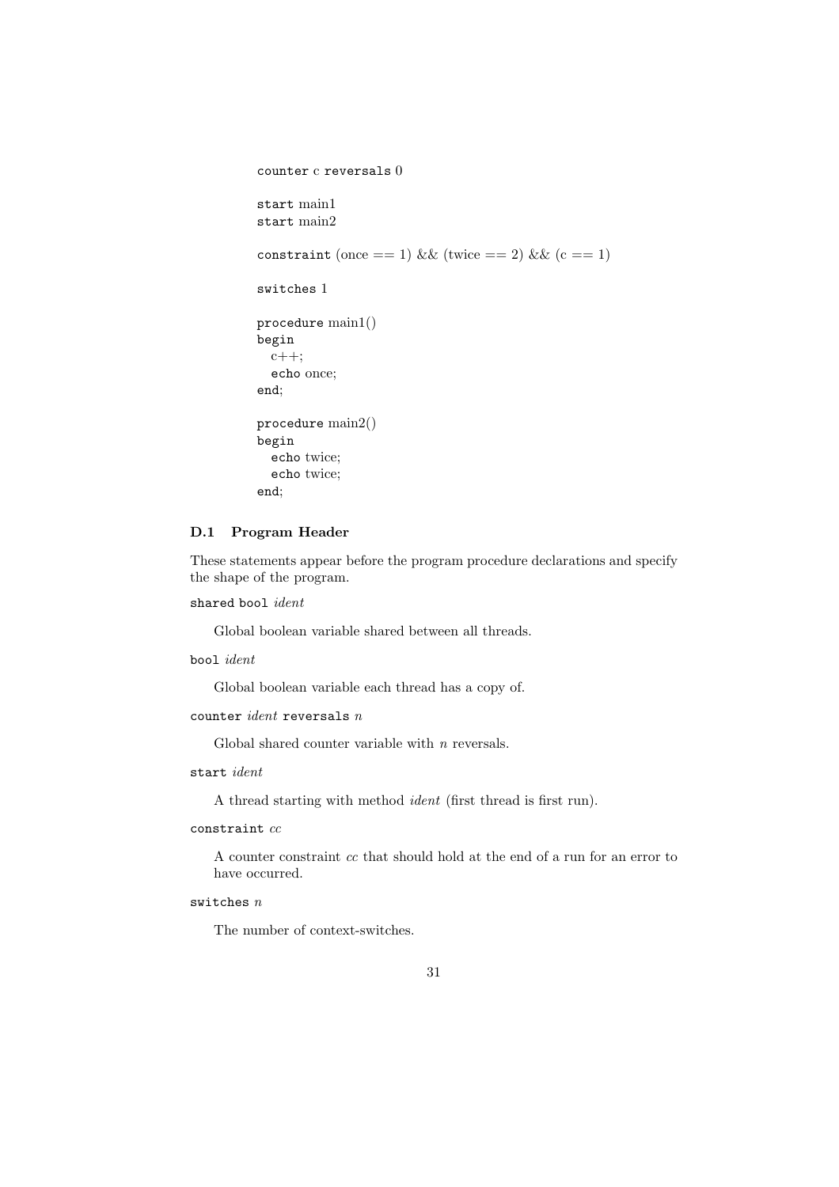```
counter c reversals 0

start main1
start main2

constraint (once == 1) && (twice == 2) && (c == 1)

switches 1

procedure main1()
begin
  c++;
  echo once;
end;

procedure main2()
begin
  echo twice;
  echo twice;
end;
```

### D.1 Program Header

These statements appear before the program procedure declarations and specify the shape of the program.

`shared bool` *ident*

Global boolean variable shared between all threads.

`bool` *ident*

Global boolean variable each thread has a copy of.

`counter` *ident* `reversals` *n*

Global shared counter variable with *n* reversals.

`start` *ident*

A thread starting with method *ident* (first thread is first run).

`constraint` *cc*

A counter constraint *cc* that should hold at the end of a run for an error to have occurred.

`switches` *n*

The number of context-switches.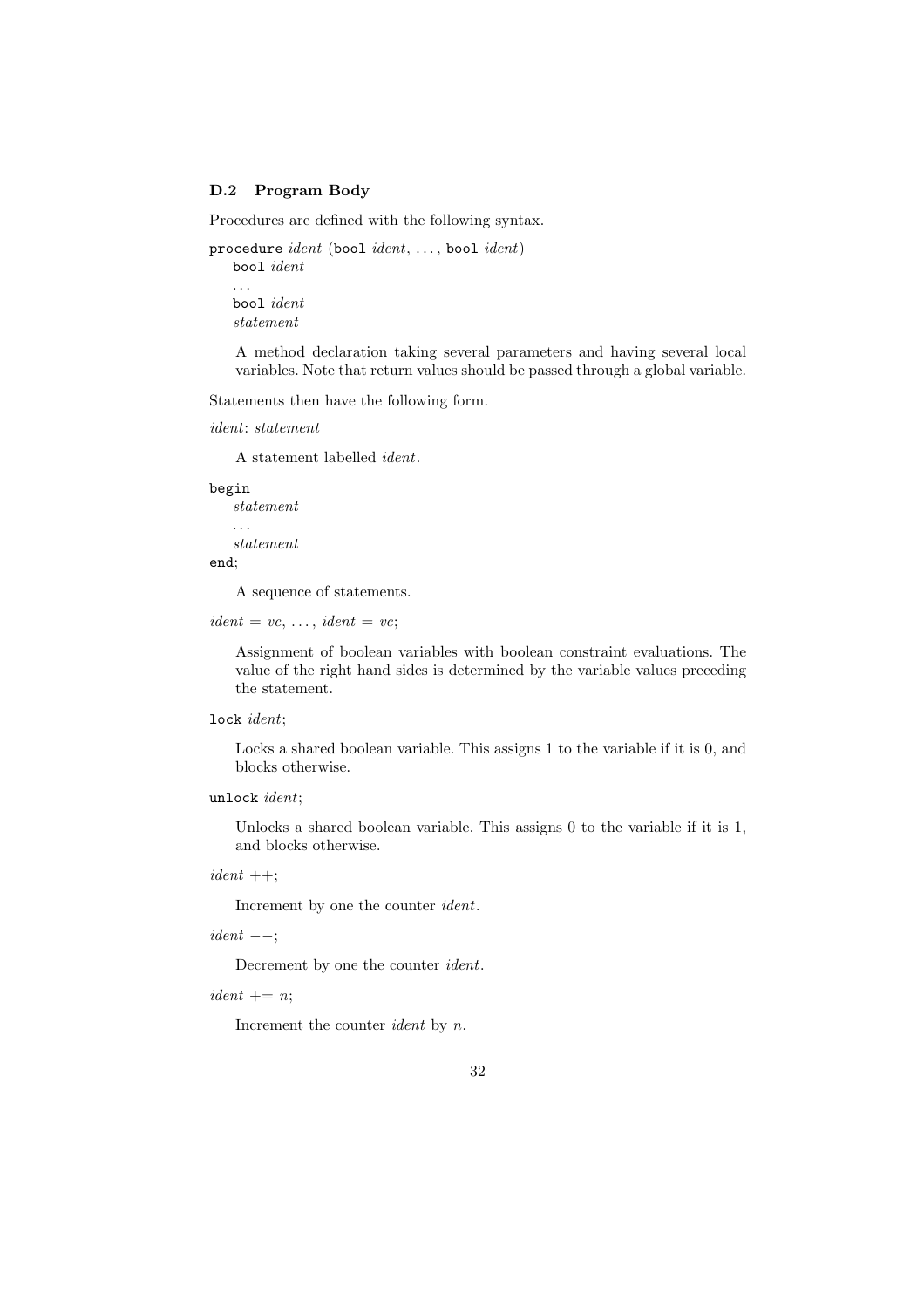### D.2 Program Body

Procedures are defined with the following syntax.

```
procedure ident (bool ident, ..., bool ident)
  bool ident
  ...
  bool ident
  statement
```

> A method declaration taking several parameters and having several local variables. Note that return values should be passed through a global variable.

Statements then have the following form.

*ident*: *statement*

> A statement labelled *ident*.

```
begin
  statement
  ...
  statement
end;
```

> A sequence of statements.

*ident* = *vc*, ..., *ident* = *vc*;

> Assignment of boolean variables with boolean constraint evaluations. The value of the right hand sides is determined by the variable values preceding the statement.

`lock` *ident*;

> Locks a shared boolean variable. This assigns 1 to the variable if it is 0, and blocks otherwise.

`unlock` *ident*;

> Unlocks a shared boolean variable. This assigns 0 to the variable if it is 1, and blocks otherwise.

*ident* ++;

> Increment by one the counter *ident*.

*ident* −−;

> Decrement by one the counter *ident*.

*ident* += *n*;

> Increment the counter *ident* by *n*.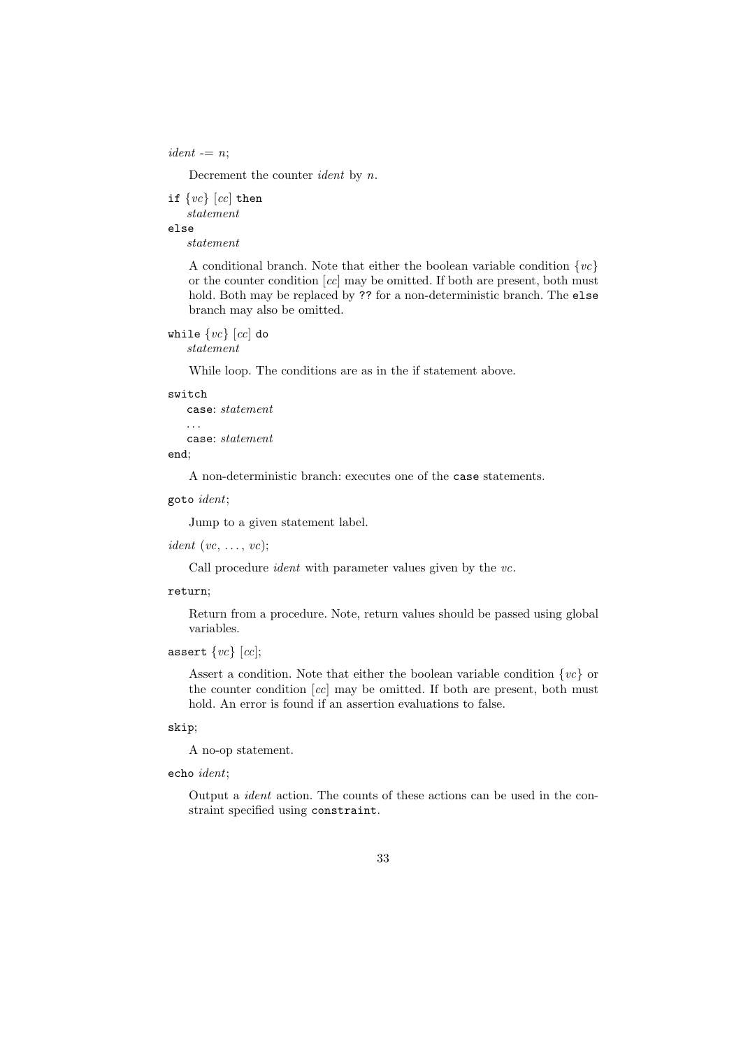*ident* -= *n*;

Decrement the counter *ident* by *n*.

```
if {vc} [cc] then
    statement
else
    statement
```

A conditional branch. Note that either the boolean variable condition {*vc*} or the counter condition [*cc*] may be omitted. If both are present, both must hold. Both may be replaced by `??` for a non-deterministic branch. The `else` branch may also be omitted.

```
while {vc} [cc] do
    statement
```

While loop. The conditions are as in the if statement above.

```
switch
    case: statement
    ...
    case: statement
end;
```

A non-deterministic branch: executes one of the `case` statements.

`goto` *ident*;

Jump to a given statement label.

*ident* (*vc*, ..., *vc*);

Call procedure *ident* with parameter values given by the *vc*.

`return`;

Return from a procedure. Note, return values should be passed using global variables.

`assert` {*vc*} [*cc*];

Assert a condition. Note that either the boolean variable condition {*vc*} or the counter condition [*cc*] may be omitted. If both are present, both must hold. An error is found if an assertion evaluations to false.

`skip`;

A no-op statement.

`echo` *ident*;

Output a *ident* action. The counts of these actions can be used in the constraint specified using `constraint`.